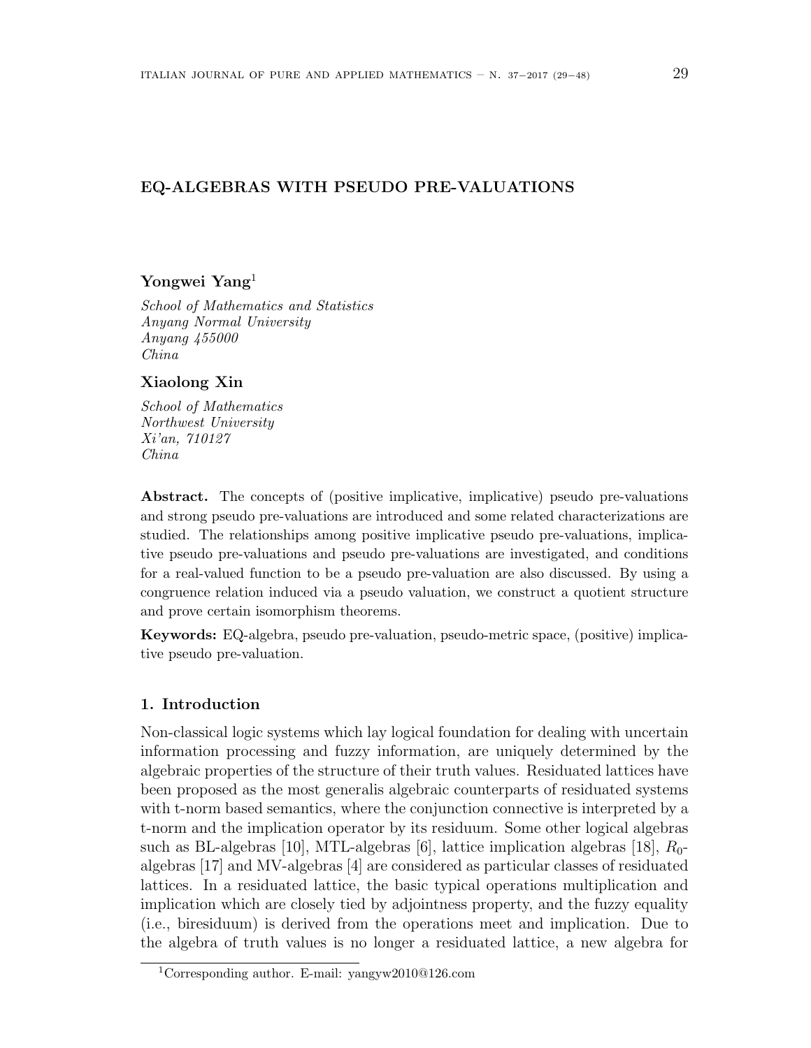# EQ-ALGEBRAS WITH PSEUDO PRE-VALUATIONS

**Yongwei Yang**[1]

*School of Mathematics and Statistics*
*Anyang Normal University*
*Anyang 455000*
*China*

**Xiaolong Xin**

*School of Mathematics*
*Northwest University*
*Xi'an, 710127*
*China*

**Abstract.** The concepts of (positive implicative, implicative) pseudo pre-valuations and strong pseudo pre-valuations are introduced and some related characterizations are studied. The relationships among positive implicative pseudo pre-valuations, implicative pseudo pre-valuations and pseudo pre-valuations are investigated, and conditions for a real-valued function to be a pseudo pre-valuation are also discussed. By using a congruence relation induced via a pseudo valuation, we construct a quotient structure and prove certain isomorphism theorems.

**Keywords:** EQ-algebra, pseudo pre-valuation, pseudo-metric space, (positive) implicative pseudo pre-valuation.

## 1. Introduction

Non-classical logic systems which lay logical foundation for dealing with uncertain information processing and fuzzy information, are uniquely determined by the algebraic properties of the structure of their truth values. Residuated lattices have been proposed as the most generalis algebraic counterparts of residuated systems with t-norm based semantics, where the conjunction connective is interpreted by a t-norm and the implication operator by its residuum. Some other logical algebras such as BL-algebras [10], MTL-algebras [6], lattice implication algebras [18], $R_0$-algebras [17] and MV-algebras [4] are considered as particular classes of residuated lattices. In a residuated lattice, the basic typical operations multiplication and implication which are closely tied by adjointness property, and the fuzzy equality (i.e., biresiduum) is derived from the operations meet and implication. Due to the algebra of truth values is no longer a residuated lattice, a new algebra for

[1] Corresponding author. E-mail: yangyw2010@126.com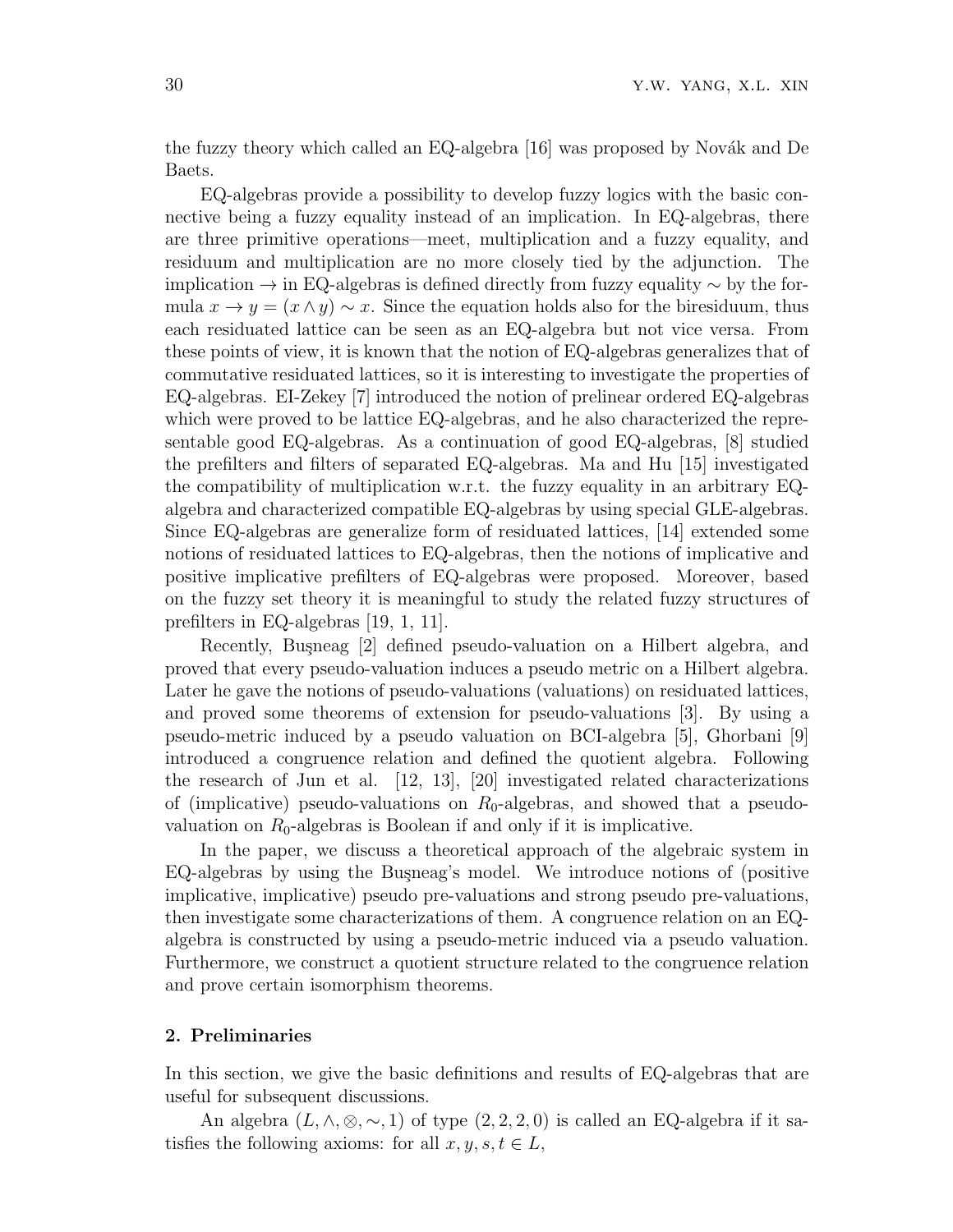the fuzzy theory which called an EQ-algebra [16] was proposed by Novák and De Baets.

EQ-algebras provide a possibility to develop fuzzy logics with the basic connective being a fuzzy equality instead of an implication. In EQ-algebras, there are three primitive operations—meet, multiplication and a fuzzy equality, and residuum and multiplication are no more closely tied by the adjunction. The implication $\rightarrow$ in EQ-algebras is defined directly from fuzzy equality $\sim$ by the formula $x \rightarrow y = (x \wedge y) \sim x$. Since the equation holds also for the biresiduum, thus each residuated lattice can be seen as an EQ-algebra but not vice versa. From these points of view, it is known that the notion of EQ-algebras generalizes that of commutative residuated lattices, so it is interesting to investigate the properties of EQ-algebras. EI-Zekey [7] introduced the notion of prelinear ordered EQ-algebras which were proved to be lattice EQ-algebras, and he also characterized the representable good EQ-algebras. As a continuation of good EQ-algebras, [8] studied the prefilters and filters of separated EQ-algebras. Ma and Hu [15] investigated the compatibility of multiplication w.r.t. the fuzzy equality in an arbitrary EQ-algebra and characterized compatible EQ-algebras by using special GLE-algebras. Since EQ-algebras are generalize form of residuated lattices, [14] extended some notions of residuated lattices to EQ-algebras, then the notions of implicative and positive implicative prefilters of EQ-algebras were proposed. Moreover, based on the fuzzy set theory it is meaningful to study the related fuzzy structures of prefilters in EQ-algebras [19, 1, 11].

Recently, Buşneag [2] defined pseudo-valuation on a Hilbert algebra, and proved that every pseudo-valuation induces a pseudo metric on a Hilbert algebra. Later he gave the notions of pseudo-valuations (valuations) on residuated lattices, and proved some theorems of extension for pseudo-valuations [3]. By using a pseudo-metric induced by a pseudo valuation on BCI-algebra [5], Ghorbani [9] introduced a congruence relation and defined the quotient algebra. Following the research of Jun et al. [12, 13], [20] investigated related characterizations of (implicative) pseudo-valuations on $R_0$-algebras, and showed that a pseudo-valuation on $R_0$-algebras is Boolean if and only if it is implicative.

In the paper, we discuss a theoretical approach of the algebraic system in EQ-algebras by using the Buşneag's model. We introduce notions of (positive implicative, implicative) pseudo pre-valuations and strong pseudo pre-valuations, then investigate some characterizations of them. A congruence relation on an EQ-algebra is constructed by using a pseudo-metric induced via a pseudo valuation. Furthermore, we construct a quotient structure related to the congruence relation and prove certain isomorphism theorems.

## 2. Preliminaries

In this section, we give the basic definitions and results of EQ-algebras that are useful for subsequent discussions.

An algebra $(L, \wedge, \otimes, \sim, 1)$ of type $(2, 2, 2, 0)$ is called an EQ-algebra if it satisfies the following axioms: for all $x, y, s, t \in L$,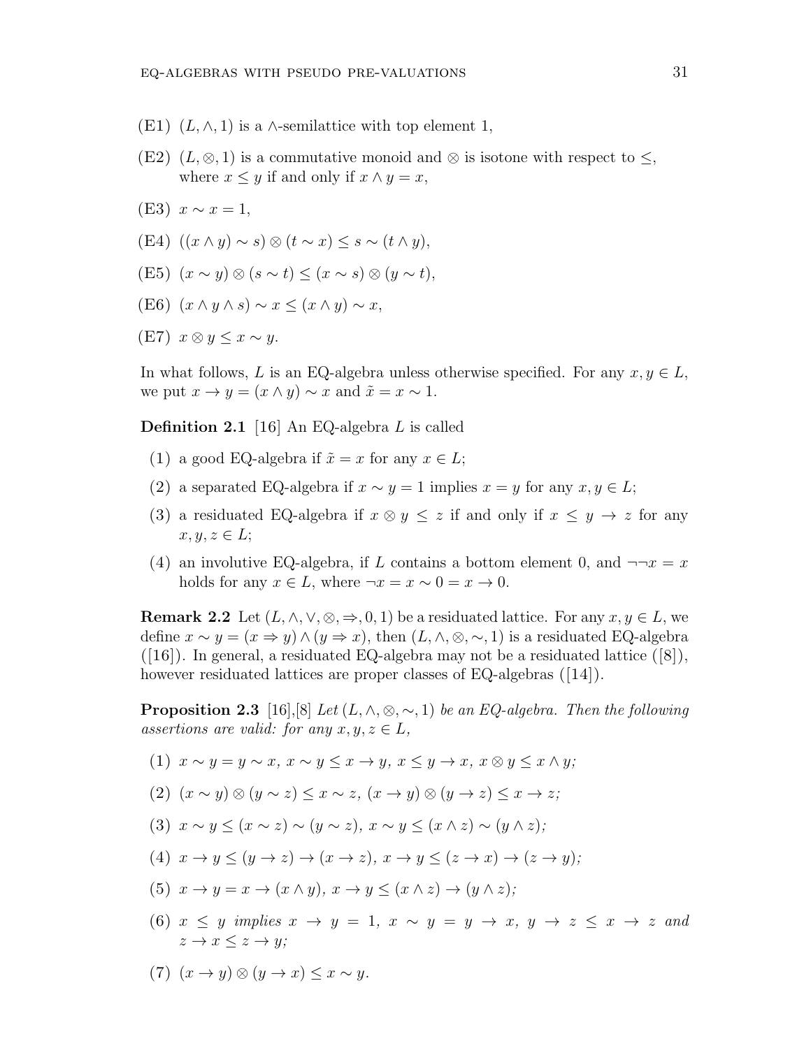- (E1) $(L, \wedge, 1)$ is a $\wedge$-semilattice with top element 1,
- (E2) $(L, \otimes, 1)$ is a commutative monoid and $\otimes$ is isotone with respect to $\leq$, where $x \leq y$ if and only if $x \wedge y = x$,
- (E3) $x \sim x = 1$,
- (E4) $((x \wedge y) \sim s) \otimes (t \sim x) \leq s \sim (t \wedge y)$,
- (E5) $(x \sim y) \otimes (s \sim t) \leq (x \sim s) \otimes (y \sim t)$,
- (E6) $(x \wedge y \wedge s) \sim x \leq (x \wedge y) \sim x$,
- (E7) $x \otimes y \leq x \sim y$.

In what follows, $L$ is an EQ-algebra unless otherwise specified. For any $x, y \in L$, we put $x \to y = (x \wedge y) \sim x$ and $\tilde{x} = x \sim 1$.

**Definition 2.1** [16] An EQ-algebra $L$ is called

1. a good EQ-algebra if $\tilde{x} = x$ for any $x \in L$;
2. a separated EQ-algebra if $x \sim y = 1$ implies $x = y$ for any $x, y \in L$;
3. a residuated EQ-algebra if $x \otimes y \leq z$ if and only if $x \leq y \to z$ for any $x, y, z \in L$;
4. an involutive EQ-algebra, if $L$ contains a bottom element 0, and $\neg\neg x = x$ holds for any $x \in L$, where $\neg x = x \sim 0 = x \to 0$.

**Remark 2.2** Let $(L, \wedge, \vee, \otimes, \Rightarrow, 0, 1)$ be a residuated lattice. For any $x, y \in L$, we define $x \sim y = (x \Rightarrow y) \wedge (y \Rightarrow x)$, then $(L, \wedge, \otimes, \sim, 1)$ is a residuated EQ-algebra ([16]). In general, a residuated EQ-algebra may not be a residuated lattice ([8]), however residuated lattices are proper classes of EQ-algebras ([14]).

**Proposition 2.3** [16],[8] *Let $(L, \wedge, \otimes, \sim, 1)$ be an EQ-algebra. Then the following assertions are valid: for any $x, y, z \in L$,*

1. $x \sim y = y \sim x$, $x \sim y \leq x \to y$, $x \leq y \to x$, $x \otimes y \leq x \wedge y$;
2. $(x \sim y) \otimes (y \sim z) \leq x \sim z$, $(x \to y) \otimes (y \to z) \leq x \to z$;
3. $x \sim y \leq (x \sim z) \sim (y \sim z)$, $x \sim y \leq (x \wedge z) \sim (y \wedge z)$;
4. $x \to y \leq (y \to z) \to (x \to z)$, $x \to y \leq (z \to x) \to (z \to y)$;
5. $x \to y = x \to (x \wedge y)$, $x \to y \leq (x \wedge z) \to (y \wedge z)$;
6. *$x \leq y$ implies* $x \to y = 1$, $x \sim y = y \to x$, $y \to z \leq x \to z$ *and* $z \to x \leq z \to y$;
7. $(x \to y) \otimes (y \to x) \leq x \sim y$.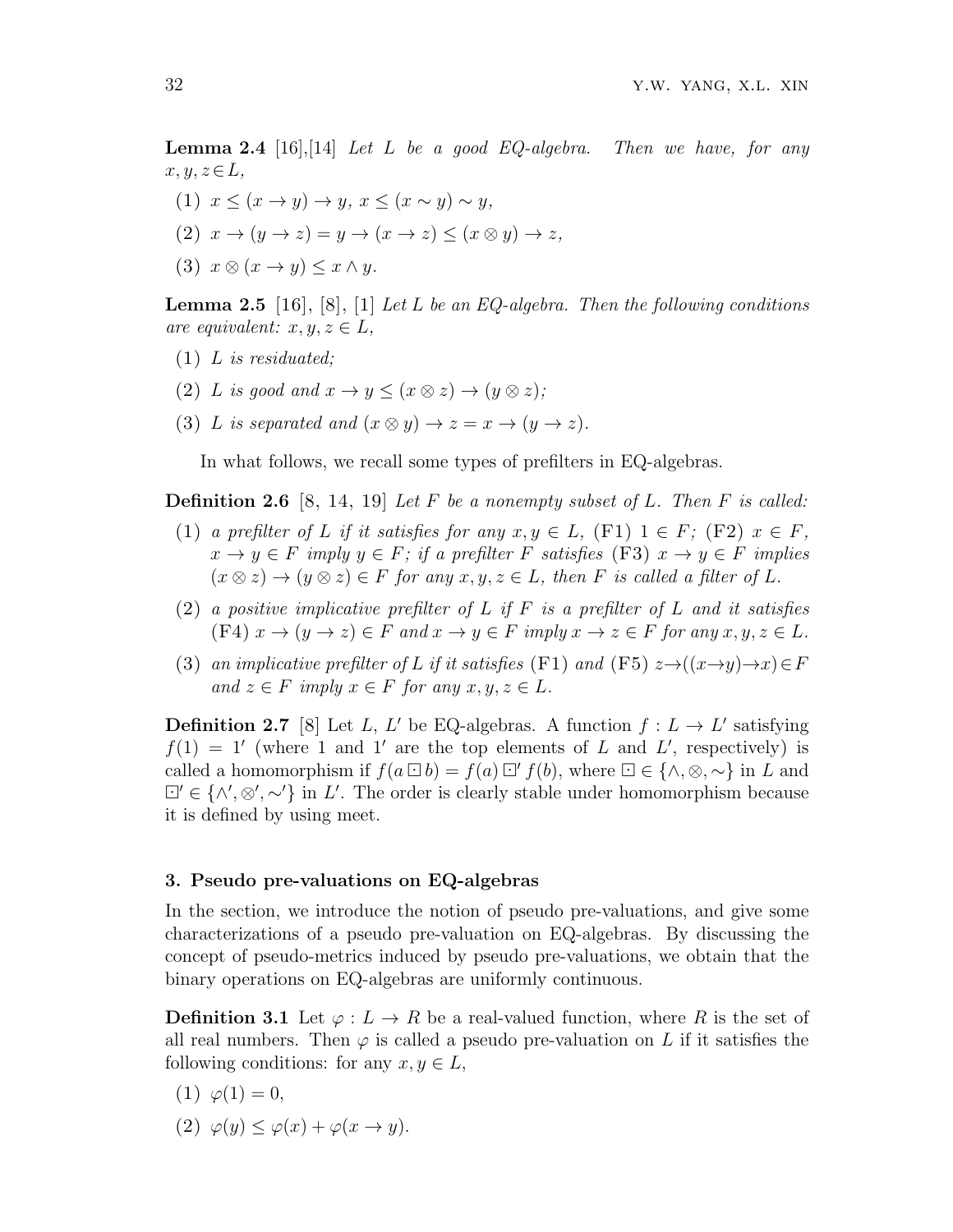**Lemma 2.4** [16],[14] *Let $L$ be a good EQ-algebra. Then we have, for any $x, y, z \in L$,*

(1) $x \leq (x \to y) \to y$, $x \leq (x \sim y) \sim y$,

(2) $x \to (y \to z) = y \to (x \to z) \leq (x \otimes y) \to z$,

(3) $x \otimes (x \to y) \leq x \wedge y$.

**Lemma 2.5** [16], [8], [1] *Let $L$ be an EQ-algebra. Then the following conditions are equivalent: $x, y, z \in L$,*

(1) *$L$ is residuated;*

(2) *$L$ is good and $x \to y \leq (x \otimes z) \to (y \otimes z)$;*

(3) *$L$ is separated and $(x \otimes y) \to z = x \to (y \to z)$.*

In what follows, we recall some types of prefilters in EQ-algebras.

**Definition 2.6** [8, 14, 19] *Let $F$ be a nonempty subset of $L$. Then $F$ is called:*

(1) *a prefilter of $L$ if it satisfies for any $x, y \in L$, (F1) $1 \in F$; (F2) $x \in F$, $x \to y \in F$ imply $y \in F$; if a prefilter $F$ satisfies (F3) $x \to y \in F$ implies $(x \otimes z) \to (y \otimes z) \in F$ for any $x, y, z \in L$, then $F$ is called a filter of $L$.*

(2) *a positive implicative prefilter of $L$ if $F$ is a prefilter of $L$ and it satisfies (F4) $x \to (y \to z) \in F$ and $x \to y \in F$ imply $x \to z \in F$ for any $x, y, z \in L$.*

(3) *an implicative prefilter of $L$ if it satisfies (F1) and (F5) $z \to ((x \to y) \to x) \in F$ and $z \in F$ imply $x \in F$ for any $x, y, z \in L$.*

**Definition 2.7** [8] Let $L$, $L'$ be EQ-algebras. A function $f : L \to L'$ satisfying $f(1) = 1'$ (where $1$ and $1'$ are the top elements of $L$ and $L'$, respectively) is called a homomorphism if $f(a \boxdot b) = f(a) \boxdot' f(b)$, where $\boxdot \in \{\wedge, \otimes, \sim\}$ in $L$ and $\boxdot' \in \{\wedge', \otimes', \sim'\}$ in $L'$. The order is clearly stable under homomorphism because it is defined by using meet.

### 3. Pseudo pre-valuations on EQ-algebras

In the section, we introduce the notion of pseudo pre-valuations, and give some characterizations of a pseudo pre-valuation on EQ-algebras. By discussing the concept of pseudo-metrics induced by pseudo pre-valuations, we obtain that the binary operations on EQ-algebras are uniformly continuous.

**Definition 3.1** Let $\varphi : L \to R$ be a real-valued function, where $R$ is the set of all real numbers. Then $\varphi$ is called a pseudo pre-valuation on $L$ if it satisfies the following conditions: for any $x, y \in L$,

(1) $\varphi(1) = 0$,

(2) $\varphi(y) \leq \varphi(x) + \varphi(x \to y)$.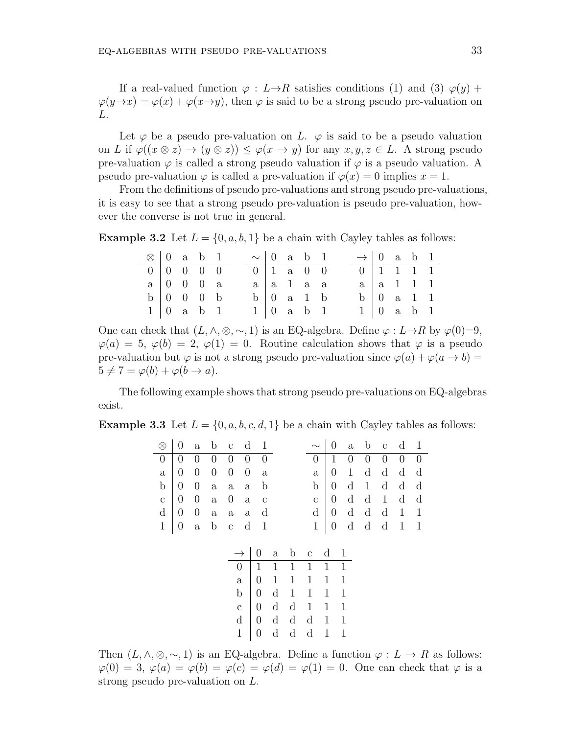If a real-valued function $\varphi : L \to R$ satisfies conditions (1) and (3) $\varphi(y) + \varphi(y \to x) = \varphi(x) + \varphi(x \to y)$, then $\varphi$ is said to be a strong pseudo pre-valuation on $L$.

Let $\varphi$ be a pseudo pre-valuation on $L$. $\varphi$ is said to be a pseudo valuation on $L$ if $\varphi((x \otimes z) \to (y \otimes z)) \leq \varphi(x \to y)$ for any $x, y, z \in L$. A strong pseudo pre-valuation $\varphi$ is called a strong pseudo valuation if $\varphi$ is a pseudo valuation. A pseudo pre-valuation $\varphi$ is called a pre-valuation if $\varphi(x) = 0$ implies $x = 1$.

From the definitions of pseudo pre-valuations and strong pseudo pre-valuations, it is easy to see that a strong pseudo pre-valuation is pseudo pre-valuation, however the converse is not true in general.

**Example 3.2** Let $L = \{0, a, b, 1\}$ be a chain with Cayley tables as follows:

| $\otimes$ | 0 | a | b | 1 |
|---|---|---|---|---|
| 0 | 0 | 0 | 0 | 0 |
| a | 0 | 0 | 0 | a |
| b | 0 | 0 | 0 | b |
| 1 | 0 | a | b | 1 |

| $\sim$ | 0 | a | b | 1 |
|---|---|---|---|---|
| 0 | 1 | a | 0 | 0 |
| a | a | 1 | a | a |
| b | 0 | a | 1 | b |
| 1 | 0 | a | b | 1 |

| $\to$ | 0 | a | b | 1 |
|---|---|---|---|---|
| 0 | 1 | 1 | 1 | 1 |
| a | a | 1 | 1 | 1 |
| b | 0 | a | 1 | 1 |
| 1 | 0 | a | b | 1 |

One can check that $(L, \wedge, \otimes, \sim, 1)$ is an EQ-algebra. Define $\varphi : L \to R$ by $\varphi(0)=9$, $\varphi(a) = 5$, $\varphi(b) = 2$, $\varphi(1) = 0$. Routine calculation shows that $\varphi$ is a pseudo pre-valuation but $\varphi$ is not a strong pseudo pre-valuation since $\varphi(a) + \varphi(a \to b) = 5 \neq 7 = \varphi(b) + \varphi(b \to a)$.

The following example shows that strong pseudo pre-valuations on EQ-algebras exist.

**Example 3.3** Let $L = \{0, a, b, c, d, 1\}$ be a chain with Cayley tables as follows:

| $\otimes$ | 0 | a | b | c | d | 1 |
|---|---|---|---|---|---|---|
| 0 | 0 | 0 | 0 | 0 | 0 | 0 |
| a | 0 | 0 | 0 | 0 | 0 | a |
| b | 0 | 0 | a | a | a | b |
| c | 0 | 0 | a | 0 | a | c |
| d | 0 | 0 | a | a | a | d |
| 1 | 0 | a | b | c | d | 1 |

| $\sim$ | 0 | a | b | c | d | 1 |
|---|---|---|---|---|---|---|
| 0 | 1 | 0 | 0 | 0 | 0 | 0 |
| a | 0 | 1 | d | d | d | d |
| b | 0 | d | 1 | d | d | d |
| c | 0 | d | d | 1 | d | d |
| d | 0 | d | d | d | 1 | 1 |
| 1 | 0 | d | d | d | 1 | 1 |

| $\to$ | 0 | a | b | c | d | 1 |
|---|---|---|---|---|---|---|
| 0 | 1 | 1 | 1 | 1 | 1 | 1 |
| a | 0 | 1 | 1 | 1 | 1 | 1 |
| b | 0 | d | 1 | 1 | 1 | 1 |
| c | 0 | d | d | 1 | 1 | 1 |
| d | 0 | d | d | d | 1 | 1 |
| 1 | 0 | d | d | d | 1 | 1 |

Then $(L, \wedge, \otimes, \sim, 1)$ is an EQ-algebra. Define a function $\varphi : L \to R$ as follows: $\varphi(0) = 3$, $\varphi(a) = \varphi(b) = \varphi(c) = \varphi(d) = \varphi(1) = 0$. One can check that $\varphi$ is a strong pseudo pre-valuation on $L$.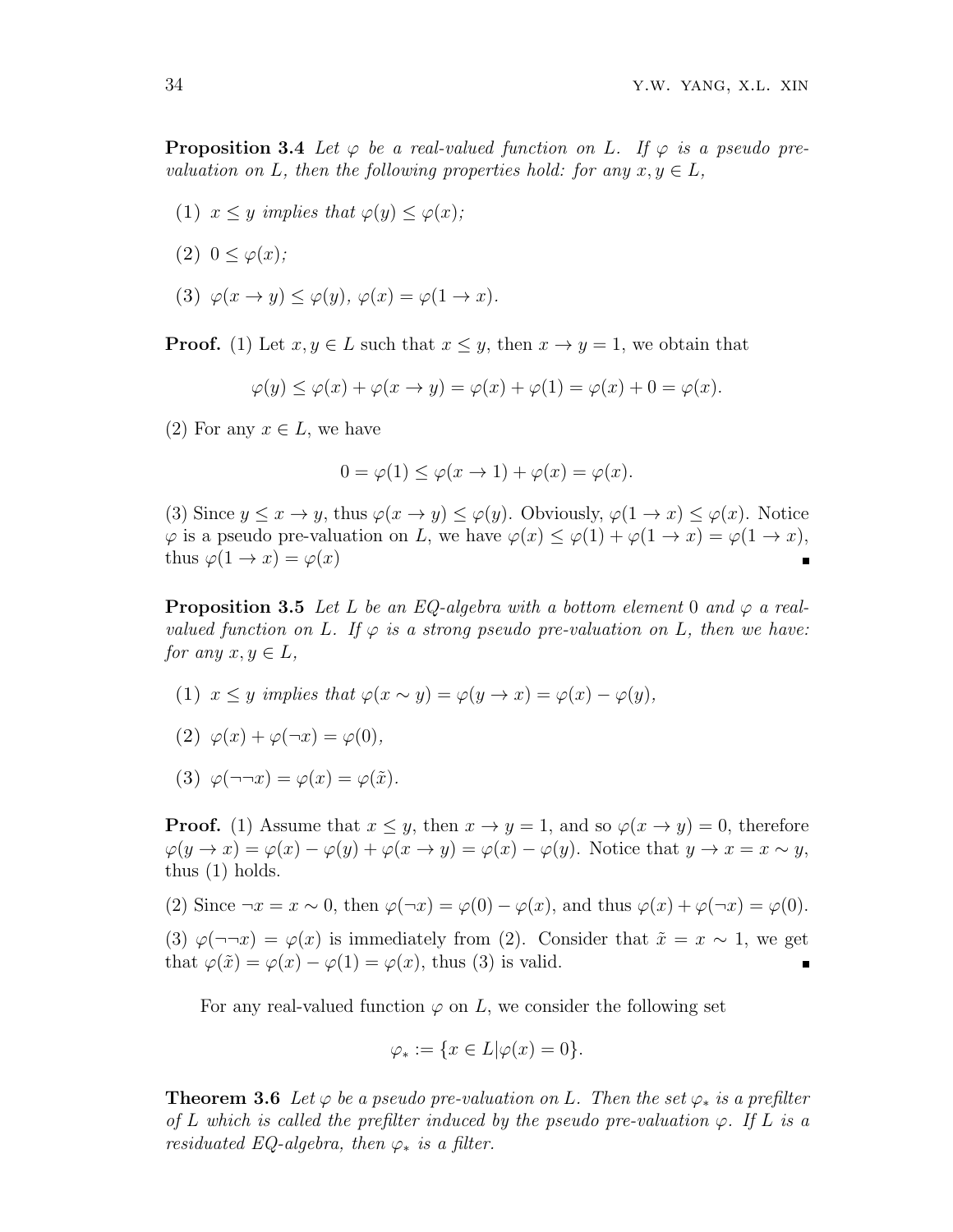**Proposition 3.4** *Let $\varphi$ be a real-valued function on $L$. If $\varphi$ is a pseudo pre-valuation on $L$, then the following properties hold: for any $x, y \in L$,*

(1) *$x \leq y$ implies that $\varphi(y) \leq \varphi(x)$;*

(2) *$0 \leq \varphi(x)$;*

(3) *$\varphi(x \to y) \leq \varphi(y)$, $\varphi(x) = \varphi(1 \to x)$.*

**Proof.** (1) Let $x, y \in L$ such that $x \leq y$, then $x \to y = 1$, we obtain that

$$\varphi(y) \leq \varphi(x) + \varphi(x \to y) = \varphi(x) + \varphi(1) = \varphi(x) + 0 = \varphi(x).$$

(2) For any $x \in L$, we have

$$0 = \varphi(1) \leq \varphi(x \to 1) + \varphi(x) = \varphi(x).$$

(3) Since $y \leq x \to y$, thus $\varphi(x \to y) \leq \varphi(y)$. Obviously, $\varphi(1 \to x) \leq \varphi(x)$. Notice $\varphi$ is a pseudo pre-valuation on $L$, we have $\varphi(x) \leq \varphi(1) + \varphi(1 \to x) = \varphi(1 \to x)$, thus $\varphi(1 \to x) = \varphi(x)$ ∎

**Proposition 3.5** *Let $L$ be an EQ-algebra with a bottom element $0$ and $\varphi$ a real-valued function on $L$. If $\varphi$ is a strong pseudo pre-valuation on $L$, then we have: for any $x, y \in L$,*

(1) *$x \leq y$ implies that $\varphi(x \sim y) = \varphi(y \to x) = \varphi(x) - \varphi(y)$,*

(2) *$\varphi(x) + \varphi(\neg x) = \varphi(0)$,*

(3) *$\varphi(\neg\neg x) = \varphi(x) = \varphi(\tilde{x})$.*

**Proof.** (1) Assume that $x \leq y$, then $x \to y = 1$, and so $\varphi(x \to y) = 0$, therefore $\varphi(y \to x) = \varphi(x) - \varphi(y) + \varphi(x \to y) = \varphi(x) - \varphi(y)$. Notice that $y \to x = x \sim y$, thus (1) holds.

(2) Since $\neg x = x \sim 0$, then $\varphi(\neg x) = \varphi(0) - \varphi(x)$, and thus $\varphi(x) + \varphi(\neg x) = \varphi(0)$.

(3) $\varphi(\neg\neg x) = \varphi(x)$ is immediately from (2). Consider that $\tilde{x} = x \sim 1$, we get that $\varphi(\tilde{x}) = \varphi(x) - \varphi(1) = \varphi(x)$, thus (3) is valid. ∎

For any real-valued function $\varphi$ on $L$, we consider the following set

$$\varphi_* := \{x \in L | \varphi(x) = 0\}.$$

**Theorem 3.6** *Let $\varphi$ be a pseudo pre-valuation on $L$. Then the set $\varphi_*$ is a prefilter of $L$ which is called the prefilter induced by the pseudo pre-valuation $\varphi$. If $L$ is a residuated EQ-algebra, then $\varphi_*$ is a filter.*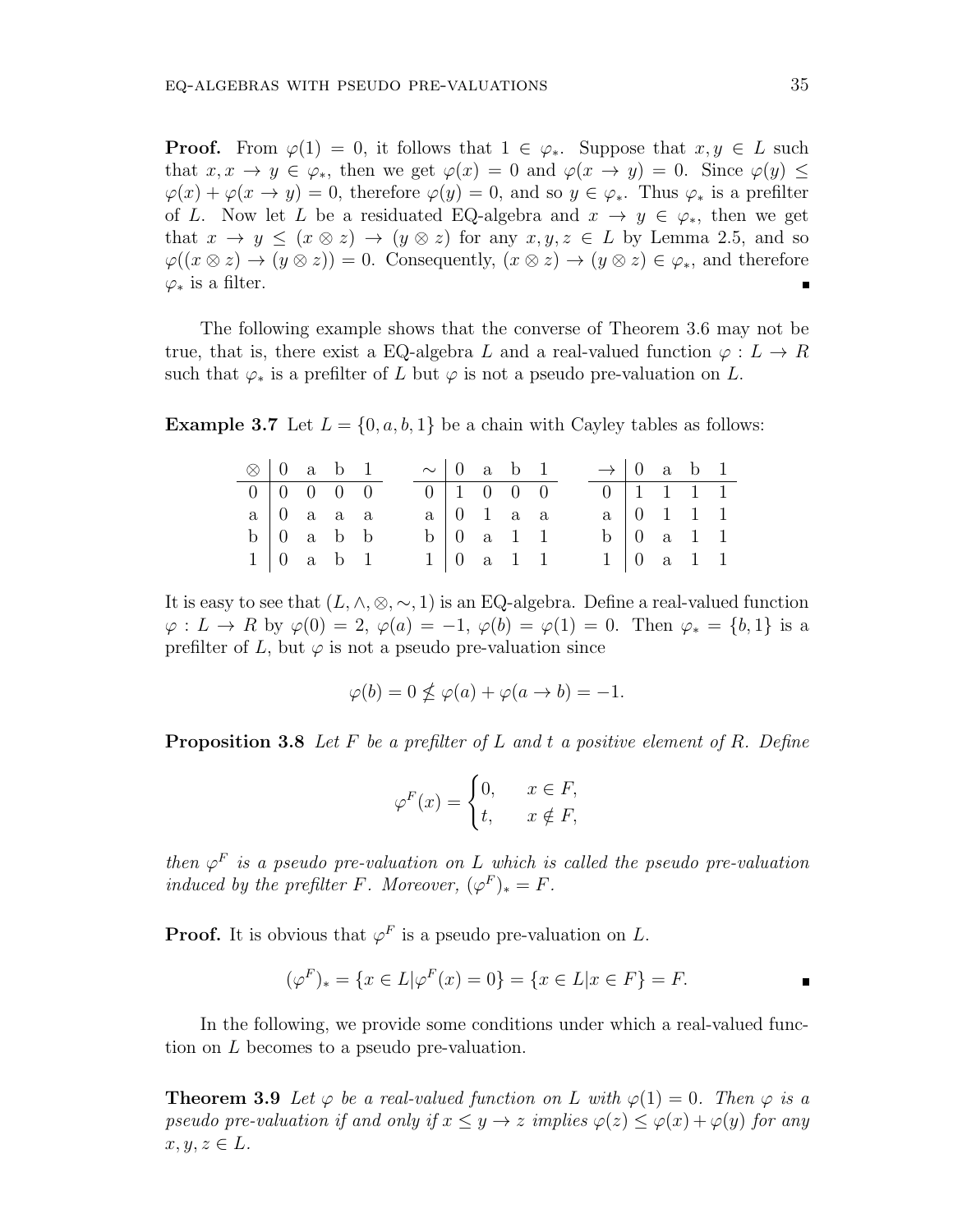**Proof.** From $\varphi(1) = 0$, it follows that $1 \in \varphi_*$. Suppose that $x, y \in L$ such that $x, x \to y \in \varphi_*$, then we get $\varphi(x) = 0$ and $\varphi(x \to y) = 0$. Since $\varphi(y) \leq \varphi(x) + \varphi(x \to y) = 0$, therefore $\varphi(y) = 0$, and so $y \in \varphi_*$. Thus $\varphi_*$ is a prefilter of $L$. Now let $L$ be a residuated EQ-algebra and $x \to y \in \varphi_*$, then we get that $x \to y \leq (x \otimes z) \to (y \otimes z)$ for any $x, y, z \in L$ by Lemma 2.5, and so $\varphi((x \otimes z) \to (y \otimes z)) = 0$. Consequently, $(x \otimes z) \to (y \otimes z) \in \varphi_*$, and therefore $\varphi_*$ is a filter. ∎

The following example shows that the converse of Theorem 3.6 may not be true, that is, there exist a EQ-algebra $L$ and a real-valued function $\varphi : L \to R$ such that $\varphi_*$ is a prefilter of $L$ but $\varphi$ is not a pseudo pre-valuation on $L$.

**Example 3.7** Let $L = \{0, a, b, 1\}$ be a chain with Cayley tables as follows:

| $\otimes$ | 0 | a | b | 1 |
|---|---|---|---|---|
| 0 | 0 | 0 | 0 | 0 |
| a | 0 | a | a | a |
| b | 0 | a | b | b |
| 1 | 0 | a | b | 1 |

| $\sim$ | 0 | a | b | 1 |
|---|---|---|---|---|
| 0 | 1 | 0 | 0 | 0 |
| a | 0 | 1 | a | a |
| b | 0 | a | 1 | 1 |
| 1 | 0 | a | 1 | 1 |

| $\to$ | 0 | a | b | 1 |
|---|---|---|---|---|
| 0 | 1 | 1 | 1 | 1 |
| a | 0 | 1 | 1 | 1 |
| b | 0 | a | 1 | 1 |
| 1 | 0 | a | 1 | 1 |

It is easy to see that $(L, \wedge, \otimes, \sim, 1)$ is an EQ-algebra. Define a real-valued function $\varphi : L \to R$ by $\varphi(0) = 2$, $\varphi(a) = -1$, $\varphi(b) = \varphi(1) = 0$. Then $\varphi_* = \{b, 1\}$ is a prefilter of $L$, but $\varphi$ is not a pseudo pre-valuation since

$$\varphi(b) = 0 \nleq \varphi(a) + \varphi(a \to b) = -1.$$

**Proposition 3.8** *Let $F$ be a prefilter of $L$ and $t$ a positive element of $R$. Define*

$$\varphi^F(x) = \begin{cases} 0, & x \in F, \\ t, & x \notin F, \end{cases}$$

*then $\varphi^F$ is a pseudo pre-valuation on $L$ which is called the pseudo pre-valuation induced by the prefilter $F$. Moreover, $(\varphi^F)_* = F$.*

**Proof.** It is obvious that $\varphi^F$ is a pseudo pre-valuation on $L$.

$$(\varphi^F)_* = \{x \in L | \varphi^F(x) = 0\} = \{x \in L | x \in F\} = F.$$

∎

In the following, we provide some conditions under which a real-valued function on $L$ becomes to a pseudo pre-valuation.

**Theorem 3.9** *Let $\varphi$ be a real-valued function on $L$ with $\varphi(1) = 0$. Then $\varphi$ is a pseudo pre-valuation if and only if $x \leq y \to z$ implies $\varphi(z) \leq \varphi(x) + \varphi(y)$ for any $x, y, z \in L$.*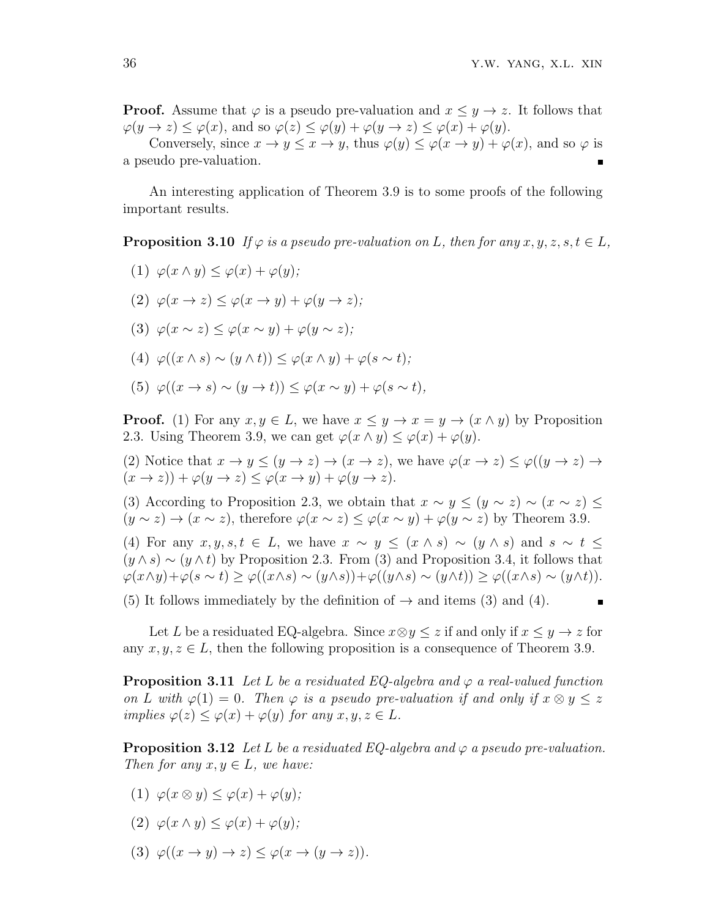**Proof.** Assume that $\varphi$ is a pseudo pre-valuation and $x \leq y \to z$. It follows that $\varphi(y \to z) \leq \varphi(x)$, and so $\varphi(z) \leq \varphi(y) + \varphi(y \to z) \leq \varphi(x) + \varphi(y)$.

Conversely, since $x \to y \leq x \to y$, thus $\varphi(y) \leq \varphi(x \to y) + \varphi(x)$, and so $\varphi$ is a pseudo pre-valuation. ∎

An interesting application of Theorem 3.9 is to some proofs of the following important results.

**Proposition 3.10** *If $\varphi$ is a pseudo pre-valuation on $L$, then for any $x, y, z, s, t \in L$,*

(1) $\varphi(x \wedge y) \leq \varphi(x) + \varphi(y)$;

(2) $\varphi(x \to z) \leq \varphi(x \to y) + \varphi(y \to z)$;

(3) $\varphi(x \sim z) \leq \varphi(x \sim y) + \varphi(y \sim z)$;

(4) $\varphi((x \wedge s) \sim (y \wedge t)) \leq \varphi(x \wedge y) + \varphi(s \sim t)$;

(5) $\varphi((x \to s) \sim (y \to t)) \leq \varphi(x \sim y) + \varphi(s \sim t)$,

**Proof.** (1) For any $x, y \in L$, we have $x \leq y \to x = y \to (x \wedge y)$ by Proposition 2.3. Using Theorem 3.9, we can get $\varphi(x \wedge y) \leq \varphi(x) + \varphi(y)$.

(2) Notice that $x \to y \leq (y \to z) \to (x \to z)$, we have $\varphi(x \to z) \leq \varphi((y \to z) \to (x \to z)) + \varphi(y \to z) \leq \varphi(x \to y) + \varphi(y \to z)$.

(3) According to Proposition 2.3, we obtain that $x \sim y \leq (y \sim z) \sim (x \sim z) \leq (y \sim z) \to (x \sim z)$, therefore $\varphi(x \sim z) \leq \varphi(x \sim y) + \varphi(y \sim z)$ by Theorem 3.9.

(4) For any $x, y, s, t \in L$, we have $x \sim y \leq (x \wedge s) \sim (y \wedge s)$ and $s \sim t \leq (y \wedge s) \sim (y \wedge t)$ by Proposition 2.3. From (3) and Proposition 3.4, it follows that $\varphi(x \wedge y) + \varphi(s \sim t) \geq \varphi((x \wedge s) \sim (y \wedge s)) + \varphi((y \wedge s) \sim (y \wedge t)) \geq \varphi((x \wedge s) \sim (y \wedge t))$.

(5) It follows immediately by the definition of $\to$ and items (3) and (4). ∎

Let $L$ be a residuated EQ-algebra. Since $x \otimes y \leq z$ if and only if $x \leq y \to z$ for any $x, y, z \in L$, then the following proposition is a consequence of Theorem 3.9.

**Proposition 3.11** *Let $L$ be a residuated EQ-algebra and $\varphi$ a real-valued function on $L$ with $\varphi(1) = 0$. Then $\varphi$ is a pseudo pre-valuation if and only if $x \otimes y \leq z$ implies $\varphi(z) \leq \varphi(x) + \varphi(y)$ for any $x, y, z \in L$.*

**Proposition 3.12** *Let $L$ be a residuated EQ-algebra and $\varphi$ a pseudo pre-valuation. Then for any $x, y \in L$, we have:*

(1) $\varphi(x \otimes y) \leq \varphi(x) + \varphi(y)$;

(2) $\varphi(x \wedge y) \leq \varphi(x) + \varphi(y)$;

(3) $\varphi((x \to y) \to z) \leq \varphi(x \to (y \to z))$.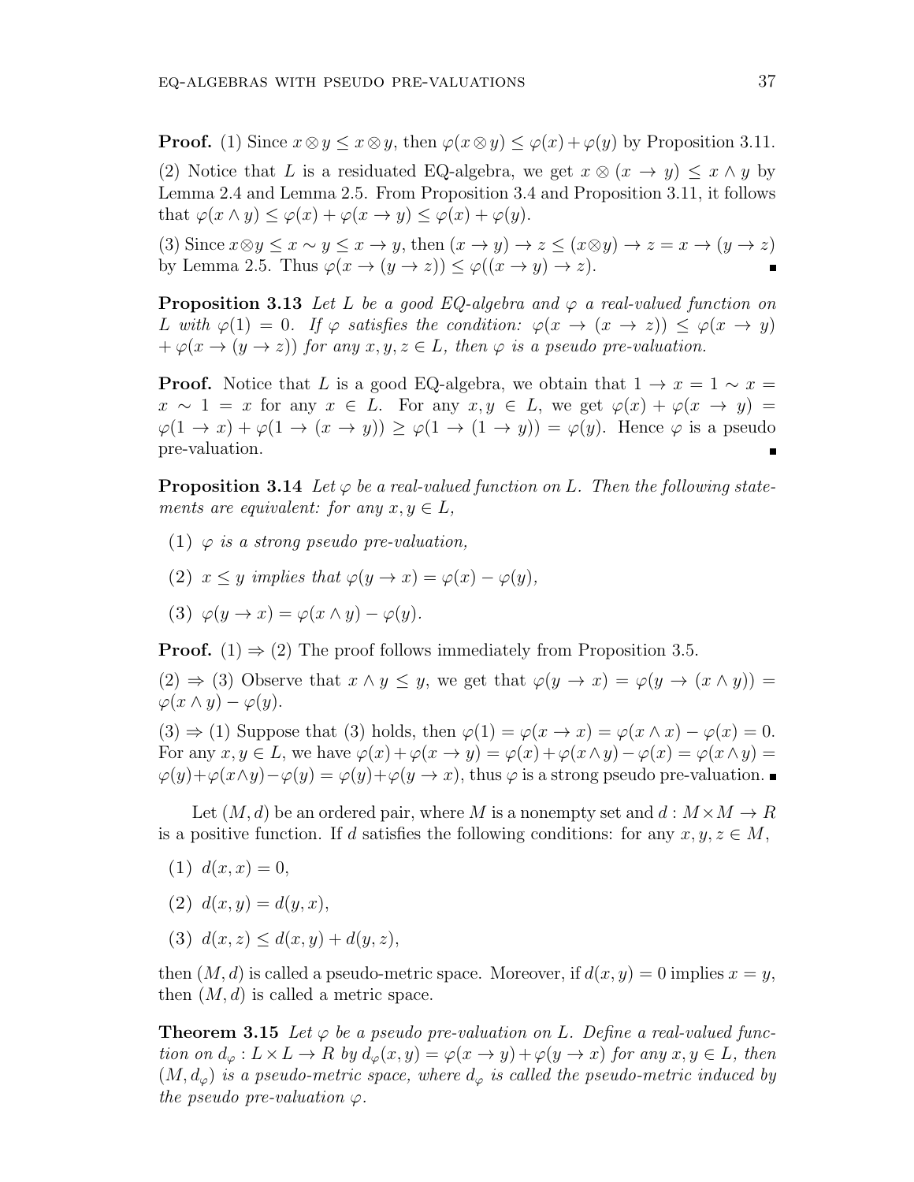**Proof.** (1) Since $x \otimes y \leq x \otimes y$, then $\varphi(x \otimes y) \leq \varphi(x) + \varphi(y)$ by Proposition 3.11.

(2) Notice that $L$ is a residuated EQ-algebra, we get $x \otimes (x \to y) \leq x \wedge y$ by Lemma 2.4 and Lemma 2.5. From Proposition 3.4 and Proposition 3.11, it follows that $\varphi(x \wedge y) \leq \varphi(x) + \varphi(x \to y) \leq \varphi(x) + \varphi(y)$.

(3) Since $x \otimes y \leq x \sim y \leq x \to y$, then $(x \to y) \to z \leq (x \otimes y) \to z = x \to (y \to z)$ by Lemma 2.5. Thus $\varphi(x \to (y \to z)) \leq \varphi((x \to y) \to z)$. ∎

**Proposition 3.13** *Let $L$ be a good EQ-algebra and $\varphi$ a real-valued function on $L$ with $\varphi(1) = 0$. If $\varphi$ satisfies the condition: $\varphi(x \to (x \to z)) \leq \varphi(x \to y) + \varphi(x \to (y \to z))$ for any $x, y, z \in L$, then $\varphi$ is a pseudo pre-valuation.*

**Proof.** Notice that $L$ is a good EQ-algebra, we obtain that $1 \to x = 1 \sim x = x \sim 1 = x$ for any $x \in L$. For any $x, y \in L$, we get $\varphi(x) + \varphi(x \to y) = \varphi(1 \to x) + \varphi(1 \to (x \to y)) \geq \varphi(1 \to (1 \to y)) = \varphi(y)$. Hence $\varphi$ is a pseudo pre-valuation. ∎

**Proposition 3.14** *Let $\varphi$ be a real-valued function on $L$. Then the following statements are equivalent: for any $x, y \in L$,*

(1) *$\varphi$ is a strong pseudo pre-valuation,*

(2) *$x \leq y$ implies that $\varphi(y \to x) = \varphi(x) - \varphi(y)$,*

(3) *$\varphi(y \to x) = \varphi(x \wedge y) - \varphi(y)$.*

**Proof.** (1) ⇒ (2) The proof follows immediately from Proposition 3.5.

(2) ⇒ (3) Observe that $x \wedge y \leq y$, we get that $\varphi(y \to x) = \varphi(y \to (x \wedge y)) = \varphi(x \wedge y) - \varphi(y)$.

(3) ⇒ (1) Suppose that (3) holds, then $\varphi(1) = \varphi(x \to x) = \varphi(x \wedge x) - \varphi(x) = 0$. For any $x, y \in L$, we have $\varphi(x) + \varphi(x \to y) = \varphi(x) + \varphi(x \wedge y) - \varphi(x) = \varphi(x \wedge y) = \varphi(y) + \varphi(x \wedge y) - \varphi(y) = \varphi(y) + \varphi(y \to x)$, thus $\varphi$ is a strong pseudo pre-valuation. ∎

Let $(M, d)$ be an ordered pair, where $M$ is a nonempty set and $d : M \times M \to R$ is a positive function. If $d$ satisfies the following conditions: for any $x, y, z \in M$,

(1) $d(x, x) = 0$,

(2) $d(x, y) = d(y, x)$,

(3) $d(x, z) \leq d(x, y) + d(y, z)$,

then $(M, d)$ is called a pseudo-metric space. Moreover, if $d(x, y) = 0$ implies $x = y$, then $(M, d)$ is called a metric space.

**Theorem 3.15** *Let $\varphi$ be a pseudo pre-valuation on $L$. Define a real-valued function on $d_\varphi : L \times L \to R$ by $d_\varphi(x, y) = \varphi(x \to y) + \varphi(y \to x)$ for any $x, y \in L$, then $(M, d_\varphi)$ is a pseudo-metric space, where $d_\varphi$ is called the pseudo-metric induced by the pseudo pre-valuation $\varphi$.*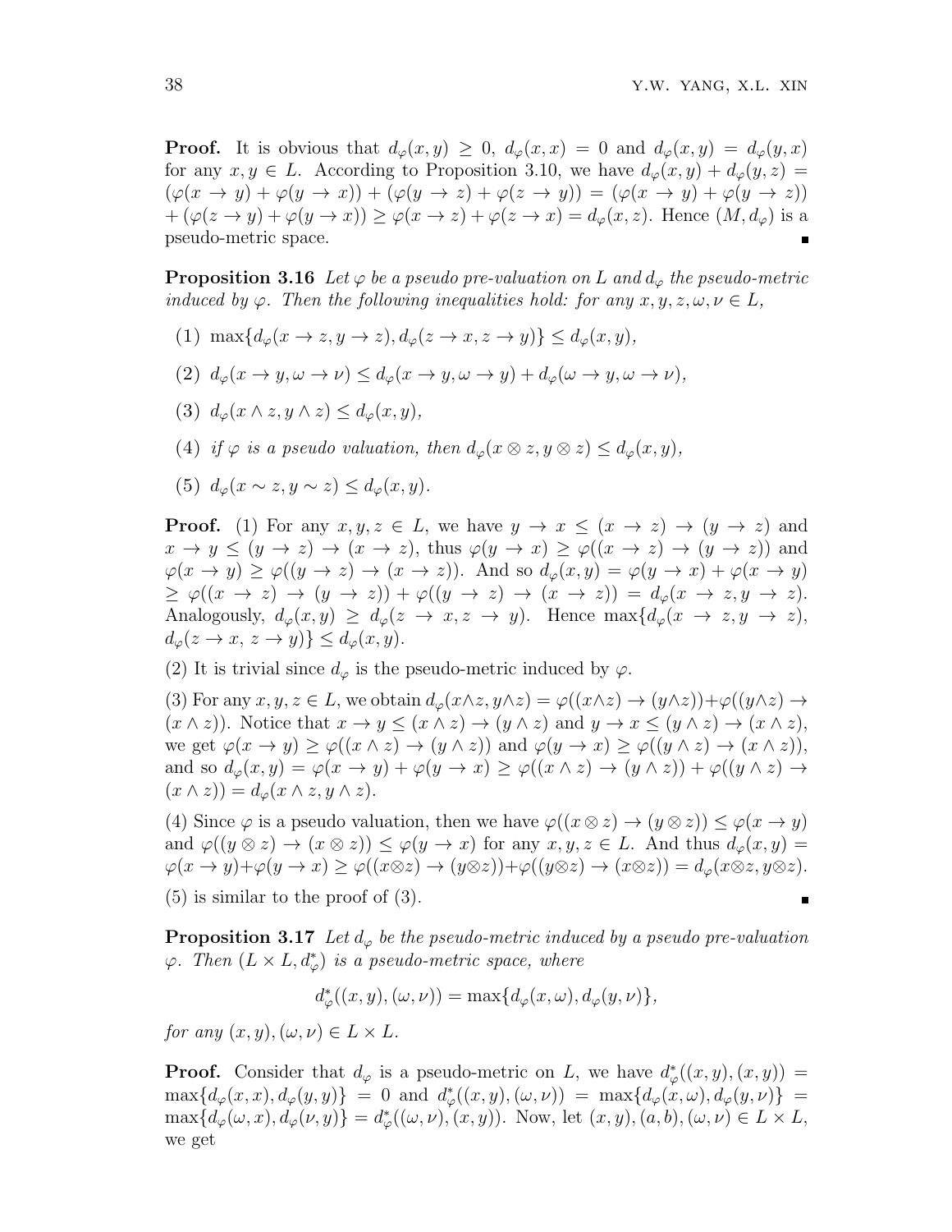**Proof.** It is obvious that $d_\varphi(x,y) \geq 0$, $d_\varphi(x,x) = 0$ and $d_\varphi(x,y) = d_\varphi(y,x)$ for any $x, y \in L$. According to Proposition 3.10, we have $d_\varphi(x,y) + d_\varphi(y,z) = (\varphi(x \to y) + \varphi(y \to x)) + (\varphi(y \to z) + \varphi(z \to y)) = (\varphi(x \to y) + \varphi(y \to z)) + (\varphi(z \to y) + \varphi(y \to x)) \geq \varphi(x \to z) + \varphi(z \to x) = d_\varphi(x,z)$. Hence $(M, d_\varphi)$ is a pseudo-metric space. ∎

**Proposition 3.16** *Let $\varphi$ be a pseudo pre-valuation on $L$ and $d_\varphi$ the pseudo-metric induced by $\varphi$. Then the following inequalities hold: for any $x, y, z, \omega, \nu \in L$,*

(1) $\max\{d_\varphi(x \to z, y \to z), d_\varphi(z \to x, z \to y)\} \leq d_\varphi(x,y)$,

(2) $d_\varphi(x \to y, \omega \to \nu) \leq d_\varphi(x \to y, \omega \to y) + d_\varphi(\omega \to y, \omega \to \nu)$,

(3) $d_\varphi(x \wedge z, y \wedge z) \leq d_\varphi(x,y)$,

(4) *if $\varphi$ is a pseudo valuation, then* $d_\varphi(x \otimes z, y \otimes z) \leq d_\varphi(x,y)$,

(5) $d_\varphi(x \sim z, y \sim z) \leq d_\varphi(x,y)$.

**Proof.** (1) For any $x, y, z \in L$, we have $y \to x \leq (x \to z) \to (y \to z)$ and $x \to y \leq (y \to z) \to (x \to z)$, thus $\varphi(y \to x) \geq \varphi((x \to z) \to (y \to z))$ and $\varphi(x \to y) \geq \varphi((y \to z) \to (x \to z))$. And so $d_\varphi(x,y) = \varphi(y \to x) + \varphi(x \to y) \geq \varphi((x \to z) \to (y \to z)) + \varphi((y \to z) \to (x \to z)) = d_\varphi(x \to z, y \to z)$. Analogously, $d_\varphi(x,y) \geq d_\varphi(z \to x, z \to y)$. Hence $\max\{d_\varphi(x \to z, y \to z), d_\varphi(z \to x, z \to y)\} \leq d_\varphi(x,y)$.

(2) It is trivial since $d_\varphi$ is the pseudo-metric induced by $\varphi$.

(3) For any $x, y, z \in L$, we obtain $d_\varphi(x \wedge z, y \wedge z) = \varphi((x \wedge z) \to (y \wedge z)) + \varphi((y \wedge z) \to (x \wedge z))$. Notice that $x \to y \leq (x \wedge z) \to (y \wedge z)$ and $y \to x \leq (y \wedge z) \to (x \wedge z)$, we get $\varphi(x \to y) \geq \varphi((x \wedge z) \to (y \wedge z))$ and $\varphi(y \to x) \geq \varphi((y \wedge z) \to (x \wedge z))$, and so $d_\varphi(x,y) = \varphi(x \to y) + \varphi(y \to x) \geq \varphi((x \wedge z) \to (y \wedge z)) + \varphi((y \wedge z) \to (x \wedge z)) = d_\varphi(x \wedge z, y \wedge z)$.

(4) Since $\varphi$ is a pseudo valuation, then we have $\varphi((x \otimes z) \to (y \otimes z)) \leq \varphi(x \to y)$ and $\varphi((y \otimes z) \to (x \otimes z)) \leq \varphi(y \to x)$ for any $x, y, z \in L$. And thus $d_\varphi(x,y) = \varphi(x \to y) + \varphi(y \to x) \geq \varphi((x \otimes z) \to (y \otimes z)) + \varphi((y \otimes z) \to (x \otimes z)) = d_\varphi(x \otimes z, y \otimes z)$.

(5) is similar to the proof of (3). ∎

**Proposition 3.17** *Let $d_\varphi$ be the pseudo-metric induced by a pseudo pre-valuation $\varphi$. Then $(L \times L, d^*_\varphi)$ is a pseudo-metric space, where*

$$d^*_\varphi((x,y),(\omega,\nu)) = \max\{d_\varphi(x,\omega), d_\varphi(y,\nu)\},$$

*for any $(x,y), (\omega,\nu) \in L \times L$.*

**Proof.** Consider that $d_\varphi$ is a pseudo-metric on $L$, we have $d^*_\varphi((x,y),(x,y)) = \max\{d_\varphi(x,x), d_\varphi(y,y)\} = 0$ and $d^*_\varphi((x,y),(\omega,\nu)) = \max\{d_\varphi(x,\omega), d_\varphi(y,\nu)\} = \max\{d_\varphi(\omega,x), d_\varphi(\nu,y)\} = d^*_\varphi((\omega,\nu),(x,y))$. Now, let $(x,y), (a,b), (\omega,\nu) \in L \times L$, we get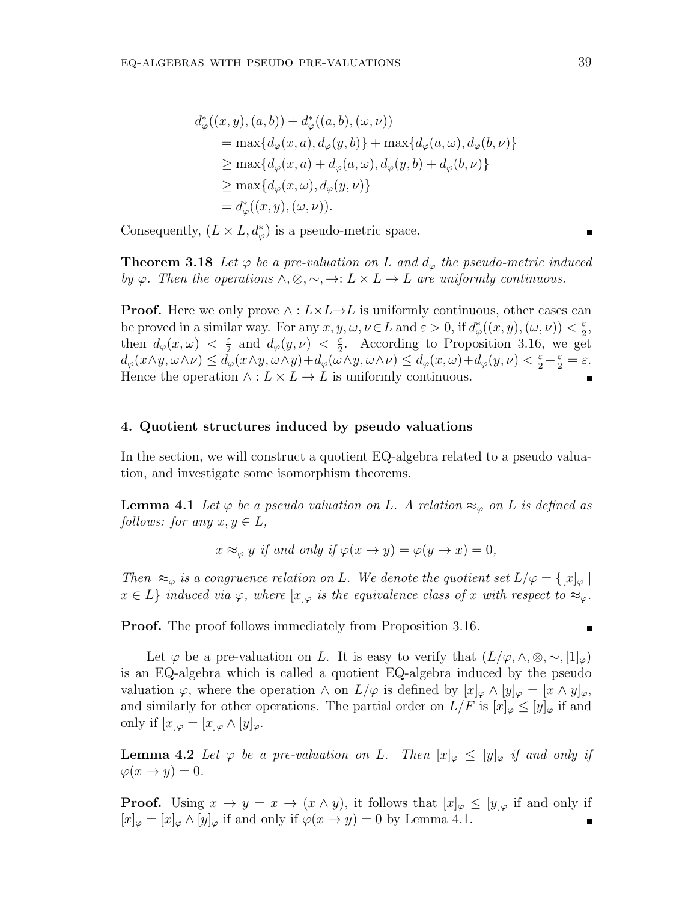$$
\begin{aligned}
d^*_\varphi((x,y),(a,b)) &+ d^*_\varphi((a,b),(\omega,\nu)) \\
&= \max\{d_\varphi(x,a), d_\varphi(y,b)\} + \max\{d_\varphi(a,\omega), d_\varphi(b,\nu)\} \\
&\geq \max\{d_\varphi(x,a) + d_\varphi(a,\omega), d_\varphi(y,b) + d_\varphi(b,\nu)\} \\
&\geq \max\{d_\varphi(x,\omega), d_\varphi(y,\nu)\} \\
&= d^*_\varphi((x,y),(\omega,\nu)).
\end{aligned}
$$

Consequently, $(L \times L, d^*_\varphi)$ is a pseudo-metric space. ∎

**Theorem 3.18** *Let $\varphi$ be a pre-valuation on $L$ and $d_\varphi$ the pseudo-metric induced by $\varphi$. Then the operations $\wedge, \otimes, \sim, \rightarrow: L \times L \rightarrow L$ are uniformly continuous.*

**Proof.** Here we only prove $\wedge: L \times L \rightarrow L$ is uniformly continuous, other cases can be proved in a similar way. For any $x, y, \omega, \nu \in L$ and $\varepsilon > 0$, if $d^*_\varphi((x,y),(\omega,\nu)) < \frac{\varepsilon}{2}$, then $d_\varphi(x,\omega) < \frac{\varepsilon}{2}$ and $d_\varphi(y,\nu) < \frac{\varepsilon}{2}$. According to Proposition 3.16, we get $d_\varphi(x \wedge y, \omega \wedge \nu) \leq d_\varphi(x \wedge y, \omega \wedge y) + d_\varphi(\omega \wedge y, \omega \wedge \nu) \leq d_\varphi(x,\omega) + d_\varphi(y,\nu) < \frac{\varepsilon}{2} + \frac{\varepsilon}{2} = \varepsilon$. Hence the operation $\wedge: L \times L \rightarrow L$ is uniformly continuous. ∎

## 4. Quotient structures induced by pseudo valuations

In the section, we will construct a quotient EQ-algebra related to a pseudo valuation, and investigate some isomorphism theorems.

**Lemma 4.1** *Let $\varphi$ be a pseudo valuation on $L$. A relation $\approx_\varphi$ on $L$ is defined as follows: for any $x, y \in L$,*

$$x \approx_\varphi y \text{ if and only if } \varphi(x \rightarrow y) = \varphi(y \rightarrow x) = 0,$$

*Then $\approx_\varphi$ is a congruence relation on $L$. We denote the quotient set $L/\varphi = \{[x]_\varphi \mid x \in L\}$ induced via $\varphi$, where $[x]_\varphi$ is the equivalence class of $x$ with respect to $\approx_\varphi$.*

**Proof.** The proof follows immediately from Proposition 3.16. ∎

Let $\varphi$ be a pre-valuation on $L$. It is easy to verify that $(L/\varphi, \wedge, \otimes, \sim, [1]_\varphi)$ is an EQ-algebra which is called a quotient EQ-algebra induced by the pseudo valuation $\varphi$, where the operation $\wedge$ on $L/\varphi$ is defined by $[x]_\varphi \wedge [y]_\varphi = [x \wedge y]_\varphi$, and similarly for other operations. The partial order on $L/F$ is $[x]_\varphi \leq [y]_\varphi$ if and only if $[x]_\varphi = [x]_\varphi \wedge [y]_\varphi$.

**Lemma 4.2** *Let $\varphi$ be a pre-valuation on $L$. Then $[x]_\varphi \leq [y]_\varphi$ if and only if $\varphi(x \rightarrow y) = 0$.*

**Proof.** Using $x \rightarrow y = x \rightarrow (x \wedge y)$, it follows that $[x]_\varphi \leq [y]_\varphi$ if and only if $[x]_\varphi = [x]_\varphi \wedge [y]_\varphi$ if and only if $\varphi(x \rightarrow y) = 0$ by Lemma 4.1. ∎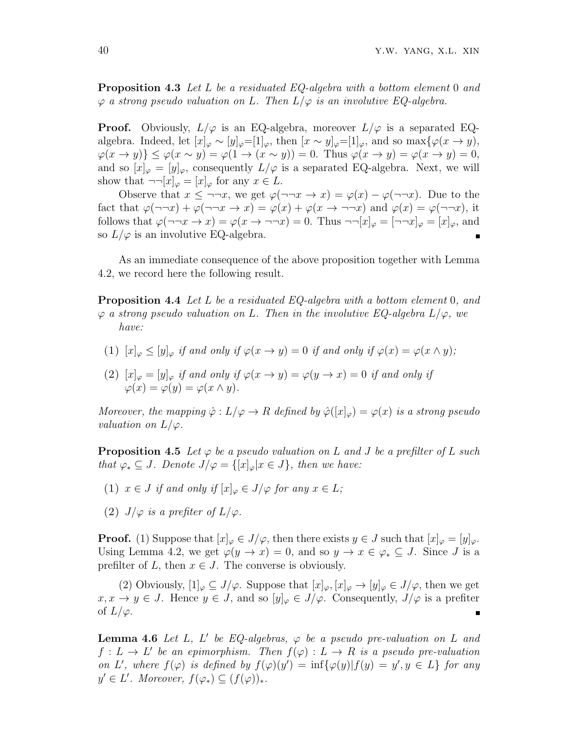**Proposition 4.3** *Let $L$ be a residuated EQ-algebra with a bottom element $0$ and $\varphi$ a strong pseudo valuation on $L$. Then $L/\varphi$ is an involutive EQ-algebra.*

**Proof.** Obviously, $L/\varphi$ is an EQ-algebra, moreover $L/\varphi$ is a separated EQ-algebra. Indeed, let $[x]_\varphi \sim [y]_\varphi = [1]_\varphi$, then $[x \sim y]_\varphi = [1]_\varphi$, and so $\max\{\varphi(x \to y), \varphi(x \to y)\} \leq \varphi(x \sim y) = \varphi(1 \to (x \sim y)) = 0$. Thus $\varphi(x \to y) = \varphi(x \to y) = 0$, and so $[x]_\varphi = [y]_\varphi$, consequently $L/\varphi$ is a separated EQ-algebra. Next, we will show that $\neg\neg[x]_\varphi = [x]_\varphi$ for any $x \in L$.

Observe that $x \leq \neg\neg x$, we get $\varphi(\neg\neg x \to x) = \varphi(x) - \varphi(\neg\neg x)$. Due to the fact that $\varphi(\neg\neg x) + \varphi(\neg\neg x \to x) = \varphi(x) + \varphi(x \to \neg\neg x)$ and $\varphi(x) = \varphi(\neg\neg x)$, it follows that $\varphi(\neg\neg x \to x) = \varphi(x \to \neg\neg x) = 0$. Thus $\neg\neg[x]_\varphi = [\neg\neg x]_\varphi = [x]_\varphi$, and so $L/\varphi$ is an involutive EQ-algebra. ∎

As an immediate consequence of the above proposition together with Lemma 4.2, we record here the following result.

**Proposition 4.4** *Let $L$ be a residuated EQ-algebra with a bottom element $0$, and $\varphi$ a strong pseudo valuation on $L$. Then in the involutive EQ-algebra $L/\varphi$, we have:*

1. *$[x]_\varphi \leq [y]_\varphi$ if and only if $\varphi(x \to y) = 0$ if and only if $\varphi(x) = \varphi(x \wedge y)$;*
2. *$[x]_\varphi = [y]_\varphi$ if and only if $\varphi(x \to y) = \varphi(y \to x) = 0$ if and only if $\varphi(x) = \varphi(y) = \varphi(x \wedge y)$.*

*Moreover, the mapping $\hat{\varphi} : L/\varphi \to R$ defined by $\hat{\varphi}([x]_\varphi) = \varphi(x)$ is a strong pseudo valuation on $L/\varphi$.*

**Proposition 4.5** *Let $\varphi$ be a pseudo valuation on $L$ and $J$ be a prefilter of $L$ such that $\varphi_* \subseteq J$. Denote $J/\varphi = \{[x]_\varphi | x \in J\}$, then we have:*

1. *$x \in J$ if and only if $[x]_\varphi \in J/\varphi$ for any $x \in L$;*
2. *$J/\varphi$ is a prefiter of $L/\varphi$.*

**Proof.** (1) Suppose that $[x]_\varphi \in J/\varphi$, then there exists $y \in J$ such that $[x]_\varphi = [y]_\varphi$. Using Lemma 4.2, we get $\varphi(y \to x) = 0$, and so $y \to x \in \varphi_* \subseteq J$. Since $J$ is a prefilter of $L$, then $x \in J$. The converse is obviously.

(2) Obviously, $[1]_\varphi \subseteq J/\varphi$. Suppose that $[x]_\varphi, [x]_\varphi \to [y]_\varphi \in J/\varphi$, then we get $x, x \to y \in J$. Hence $y \in J$, and so $[y]_\varphi \in J/\varphi$. Consequently, $J/\varphi$ is a prefiter of $L/\varphi$. ∎

**Lemma 4.6** *Let $L$, $L'$ be EQ-algebras, $\varphi$ be a pseudo pre-valuation on $L$ and $f : L \to L'$ be an epimorphism. Then $f(\varphi) : L \to R$ is a pseudo pre-valuation on $L'$, where $f(\varphi)$ is defined by $f(\varphi)(y') = \inf\{\varphi(y) | f(y) = y', y \in L\}$ for any $y' \in L'$. Moreover, $f(\varphi_*) \subseteq (f(\varphi))_*$.*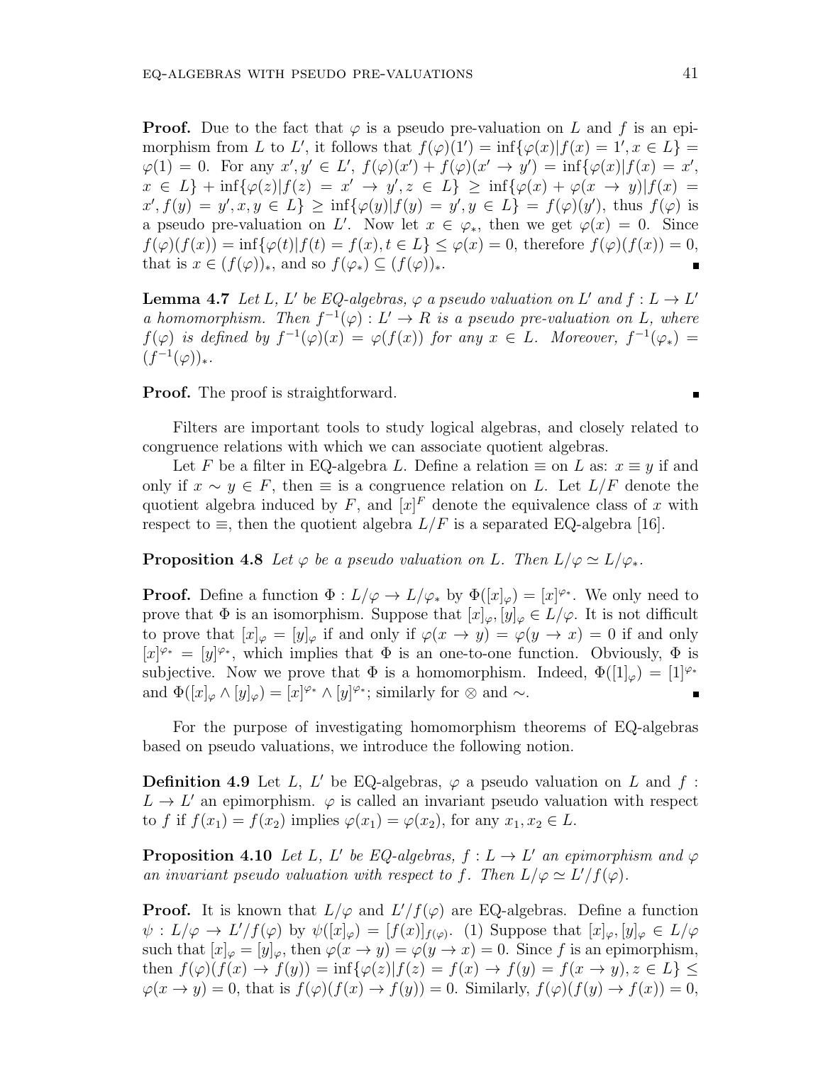**Proof.** Due to the fact that $\varphi$ is a pseudo pre-valuation on $L$ and $f$ is an epimorphism from $L$ to $L'$, it follows that $f(\varphi)(1') = \inf\{\varphi(x)|f(x) = 1', x \in L\} = \varphi(1) = 0$. For any $x', y' \in L'$, $f(\varphi)(x') + f(\varphi)(x' \to y') = \inf\{\varphi(x)|f(x) = x', x \in L\} + \inf\{\varphi(z)|f(z) = x' \to y', z \in L\} \geq \inf\{\varphi(x) + \varphi(x \to y)|f(x) = x', f(y) = y', x, y \in L\} \geq \inf\{\varphi(y)|f(y) = y', y \in L\} = f(\varphi)(y')$, thus $f(\varphi)$ is a pseudo pre-valuation on $L'$. Now let $x \in \varphi_*$, then we get $\varphi(x) = 0$. Since $f(\varphi)(f(x)) = \inf\{\varphi(t)|f(t) = f(x), t \in L\} \leq \varphi(x) = 0$, therefore $f(\varphi)(f(x)) = 0$, that is $x \in (f(\varphi))_*$, and so $f(\varphi_*) \subseteq (f(\varphi))_*$. ∎

**Lemma 4.7** *Let $L$, $L'$ be EQ-algebras, $\varphi$ a pseudo valuation on $L'$ and $f : L \to L'$ a homomorphism. Then $f^{-1}(\varphi) : L' \to R$ is a pseudo pre-valuation on $L$, where $f(\varphi)$ is defined by $f^{-1}(\varphi)(x) = \varphi(f(x))$ for any $x \in L$. Moreover, $f^{-1}(\varphi_*) = (f^{-1}(\varphi))_*$.*

**Proof.** The proof is straightforward. ∎

Filters are important tools to study logical algebras, and closely related to congruence relations with which we can associate quotient algebras.

Let $F$ be a filter in EQ-algebra $L$. Define a relation $\equiv$ on $L$ as: $x \equiv y$ if and only if $x \sim y \in F$, then $\equiv$ is a congruence relation on $L$. Let $L/F$ denote the quotient algebra induced by $F$, and $[x]^F$ denote the equivalence class of $x$ with respect to $\equiv$, then the quotient algebra $L/F$ is a separated EQ-algebra [16].

**Proposition 4.8** *Let $\varphi$ be a pseudo valuation on $L$. Then $L/\varphi \simeq L/\varphi_*$.*

**Proof.** Define a function $\Phi : L/\varphi \to L/\varphi_*$ by $\Phi([x]_\varphi) = [x]^{\varphi_*}$. We only need to prove that $\Phi$ is an isomorphism. Suppose that $[x]_\varphi, [y]_\varphi \in L/\varphi$. It is not difficult to prove that $[x]_\varphi = [y]_\varphi$ if and only if $\varphi(x \to y) = \varphi(y \to x) = 0$ if and only $[x]^{\varphi_*} = [y]^{\varphi_*}$, which implies that $\Phi$ is an one-to-one function. Obviously, $\Phi$ is subjective. Now we prove that $\Phi$ is a homomorphism. Indeed, $\Phi([1]_\varphi) = [1]^{\varphi_*}$ and $\Phi([x]_\varphi \wedge [y]_\varphi) = [x]^{\varphi_*} \wedge [y]^{\varphi_*}$; similarly for $\otimes$ and $\sim$. ∎

For the purpose of investigating homomorphism theorems of EQ-algebras based on pseudo valuations, we introduce the following notion.

**Definition 4.9** Let $L$, $L'$ be EQ-algebras, $\varphi$ a pseudo valuation on $L$ and $f : L \to L'$ an epimorphism. $\varphi$ is called an invariant pseudo valuation with respect to $f$ if $f(x_1) = f(x_2)$ implies $\varphi(x_1) = \varphi(x_2)$, for any $x_1, x_2 \in L$.

**Proposition 4.10** *Let $L$, $L'$ be EQ-algebras, $f : L \to L'$ an epimorphism and $\varphi$ an invariant pseudo valuation with respect to $f$. Then $L/\varphi \simeq L'/f(\varphi)$.*

**Proof.** It is known that $L/\varphi$ and $L'/f(\varphi)$ are EQ-algebras. Define a function $\psi : L/\varphi \to L'/f(\varphi)$ by $\psi([x]_\varphi) = [f(x)]_{f(\varphi)}$. (1) Suppose that $[x]_\varphi, [y]_\varphi \in L/\varphi$ such that $[x]_\varphi = [y]_\varphi$, then $\varphi(x \to y) = \varphi(y \to x) = 0$. Since $f$ is an epimorphism, then $f(\varphi)(f(x) \to f(y)) = \inf\{\varphi(z)|f(z) = f(x) \to f(y) = f(x \to y), z \in L\} \leq \varphi(x \to y) = 0$, that is $f(\varphi)(f(x) \to f(y)) = 0$. Similarly, $f(\varphi)(f(y) \to f(x)) = 0$,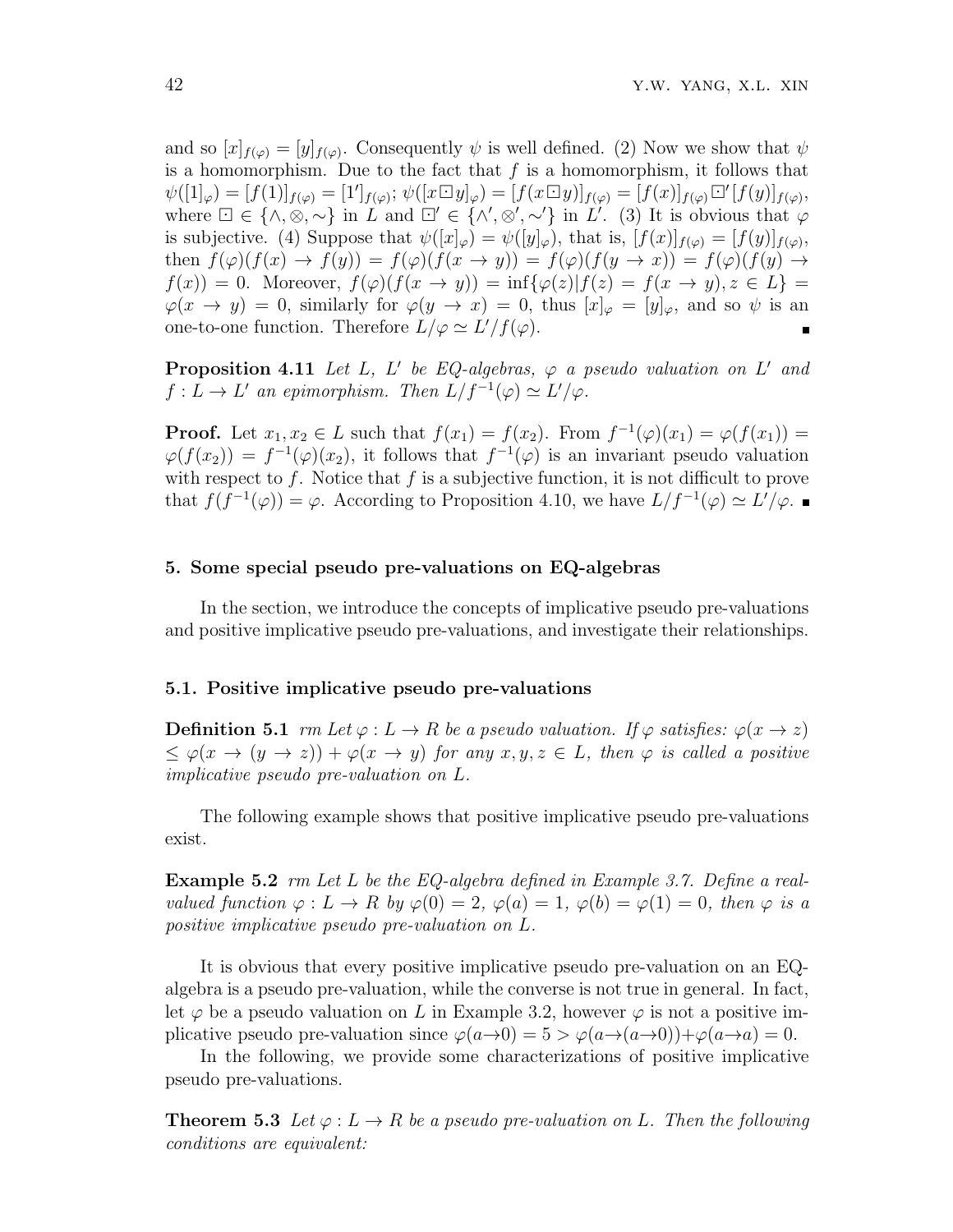and so $[x]_{f(\varphi)} = [y]_{f(\varphi)}$. Consequently $\psi$ is well defined. (2) Now we show that $\psi$ is a homomorphism. Due to the fact that $f$ is a homomorphism, it follows that $\psi([1]_\varphi) = [f(1)]_{f(\varphi)} = [1']_{f(\varphi)}$; $\psi([x \boxdot y]_\varphi) = [f(x \boxdot y)]_{f(\varphi)} = [f(x)]_{f(\varphi)} \boxdot' [f(y)]_{f(\varphi)}$, where $\boxdot \in \{\wedge, \otimes, \sim\}$ in $L$ and $\boxdot' \in \{\wedge', \otimes', \sim'\}$ in $L'$. (3) It is obvious that $\varphi$ is subjective. (4) Suppose that $\psi([x]_\varphi) = \psi([y]_\varphi)$, that is, $[f(x)]_{f(\varphi)} = [f(y)]_{f(\varphi)}$, then $f(\varphi)(f(x) \to f(y)) = f(\varphi)(f(x \to y)) = f(\varphi)(f(y \to x)) = f(\varphi)(f(y) \to f(x)) = 0$. Moreover, $f(\varphi)(f(x \to y)) = \inf\{\varphi(z) | f(z) = f(x \to y), z \in L\} = \varphi(x \to y) = 0$, similarly for $\varphi(y \to x) = 0$, thus $[x]_\varphi = [y]_\varphi$, and so $\psi$ is an one-to-one function. Therefore $L/\varphi \simeq L'/f(\varphi)$. ∎

**Proposition 4.11** *Let $L$, $L'$ be EQ-algebras, $\varphi$ a pseudo valuation on $L'$ and $f : L \to L'$ an epimorphism. Then $L/f^{-1}(\varphi) \simeq L'/\varphi$.*

**Proof.** Let $x_1, x_2 \in L$ such that $f(x_1) = f(x_2)$. From $f^{-1}(\varphi)(x_1) = \varphi(f(x_1)) = \varphi(f(x_2)) = f^{-1}(\varphi)(x_2)$, it follows that $f^{-1}(\varphi)$ is an invariant pseudo valuation with respect to $f$. Notice that $f$ is a subjective function, it is not difficult to prove that $f(f^{-1}(\varphi)) = \varphi$. According to Proposition 4.10, we have $L/f^{-1}(\varphi) \simeq L'/\varphi$. ∎

## 5. Some special pseudo pre-valuations on EQ-algebras

In the section, we introduce the concepts of implicative pseudo pre-valuations and positive implicative pseudo pre-valuations, and investigate their relationships.

### 5.1. Positive implicative pseudo pre-valuations

**Definition 5.1** *rm Let $\varphi : L \to R$ be a pseudo valuation. If $\varphi$ satisfies: $\varphi(x \to z) \leq \varphi(x \to (y \to z)) + \varphi(x \to y)$ for any $x, y, z \in L$, then $\varphi$ is called a positive implicative pseudo pre-valuation on $L$.*

The following example shows that positive implicative pseudo pre-valuations exist.

**Example 5.2** *rm Let $L$ be the EQ-algebra defined in Example 3.7. Define a real-valued function $\varphi : L \to R$ by $\varphi(0) = 2$, $\varphi(a) = 1$, $\varphi(b) = \varphi(1) = 0$, then $\varphi$ is a positive implicative pseudo pre-valuation on $L$.*

It is obvious that every positive implicative pseudo pre-valuation on an EQ-algebra is a pseudo pre-valuation, while the converse is not true in general. In fact, let $\varphi$ be a pseudo valuation on $L$ in Example 3.2, however $\varphi$ is not a positive implicative pseudo pre-valuation since $\varphi(a \to 0) = 5 > \varphi(a \to (a \to 0)) + \varphi(a \to a) = 0$.

In the following, we provide some characterizations of positive implicative pseudo pre-valuations.

**Theorem 5.3** *Let $\varphi : L \to R$ be a pseudo pre-valuation on $L$. Then the following conditions are equivalent:*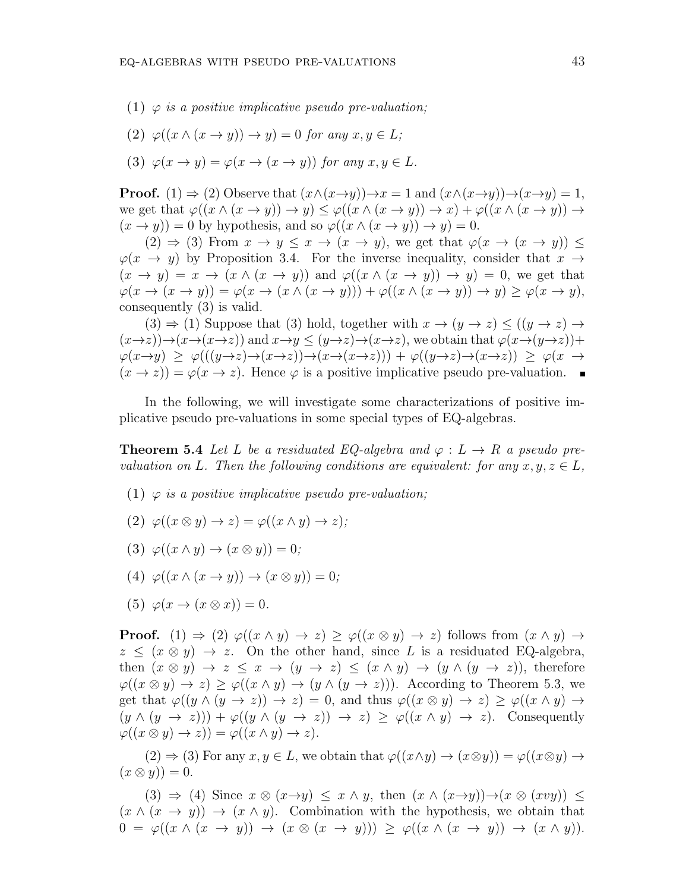(1) *$\varphi$ is a positive implicative pseudo pre-valuation;*

(2) *$\varphi((x \wedge (x \to y)) \to y) = 0$ for any $x, y \in L$;*

(3) *$\varphi(x \to y) = \varphi(x \to (x \to y))$ for any $x, y \in L$.*

**Proof.** (1) $\Rightarrow$ (2) Observe that $(x \wedge (x \to y)) \to x = 1$ and $(x \wedge (x \to y)) \to (x \to y) = 1$, we get that $\varphi((x \wedge (x \to y)) \to y) \leq \varphi((x \wedge (x \to y)) \to x) + \varphi((x \wedge (x \to y)) \to (x \to y)) = 0$ by hypothesis, and so $\varphi((x \wedge (x \to y)) \to y) = 0$.

(2) $\Rightarrow$ (3) From $x \to y \leq x \to (x \to y)$, we get that $\varphi(x \to (x \to y)) \leq \varphi(x \to y)$ by Proposition 3.4. For the inverse inequality, consider that $x \to (x \to y) = x \to (x \wedge (x \to y))$ and $\varphi((x \wedge (x \to y)) \to y) = 0$, we get that $\varphi(x \to (x \to y)) = \varphi(x \to (x \wedge (x \to y))) + \varphi((x \wedge (x \to y)) \to y) \geq \varphi(x \to y)$, consequently (3) is valid.

(3) $\Rightarrow$ (1) Suppose that (3) hold, together with $x \to (y \to z) \leq ((y \to z) \to (x \to z)) \to (x \to (x \to z))$ and $x \to y \leq (y \to z) \to (x \to z)$, we obtain that $\varphi(x \to (y \to z)) + \varphi(x \to y) \geq \varphi(((y \to z) \to (x \to z)) \to (x \to (x \to z))) + \varphi((y \to z) \to (x \to z)) \geq \varphi(x \to (x \to z)) = \varphi(x \to z)$. Hence $\varphi$ is a positive implicative pseudo pre-valuation. ∎

In the following, we will investigate some characterizations of positive implicative pseudo pre-valuations in some special types of EQ-algebras.

**Theorem 5.4** *Let $L$ be a residuated EQ-algebra and $\varphi : L \to R$ a pseudo pre-valuation on $L$. Then the following conditions are equivalent: for any $x, y, z \in L$,*

(1) *$\varphi$ is a positive implicative pseudo pre-valuation;*

(2) *$\varphi((x \otimes y) \to z) = \varphi((x \wedge y) \to z)$;*

(3) *$\varphi((x \wedge y) \to (x \otimes y)) = 0$;*

(4) *$\varphi((x \wedge (x \to y)) \to (x \otimes y)) = 0$;*

(5) *$\varphi(x \to (x \otimes x)) = 0$.*

**Proof.** (1) $\Rightarrow$ (2) $\varphi((x \wedge y) \to z) \geq \varphi((x \otimes y) \to z)$ follows from $(x \wedge y) \to z \leq (x \otimes y) \to z$. On the other hand, since $L$ is a residuated EQ-algebra, then $(x \otimes y) \to z \leq x \to (y \to z) \leq (x \wedge y) \to (y \wedge (y \to z))$, therefore $\varphi((x \otimes y) \to z) \geq \varphi((x \wedge y) \to (y \wedge (y \to z)))$. According to Theorem 5.3, we get that $\varphi((y \wedge (y \to z)) \to z) = 0$, and thus $\varphi((x \otimes y) \to z) \geq \varphi((x \wedge y) \to (y \wedge (y \to z))) + \varphi((y \wedge (y \to z)) \to z) \geq \varphi((x \wedge y) \to z)$. Consequently $\varphi((x \otimes y) \to z)) = \varphi((x \wedge y) \to z)$.

(2) $\Rightarrow$ (3) For any $x, y \in L$, we obtain that $\varphi((x \wedge y) \to (x \otimes y)) = \varphi((x \otimes y) \to (x \otimes y)) = 0$.

(3) $\Rightarrow$ (4) Since $x \otimes (x \to y) \leq x \wedge y$, then $(x \wedge (x \to y)) \to (x \otimes (xvy)) \leq (x \wedge (x \to y)) \to (x \wedge y)$. Combination with the hypothesis, we obtain that $0 = \varphi((x \wedge (x \to y)) \to (x \otimes (x \to y))) \geq \varphi((x \wedge (x \to y)) \to (x \wedge y))$.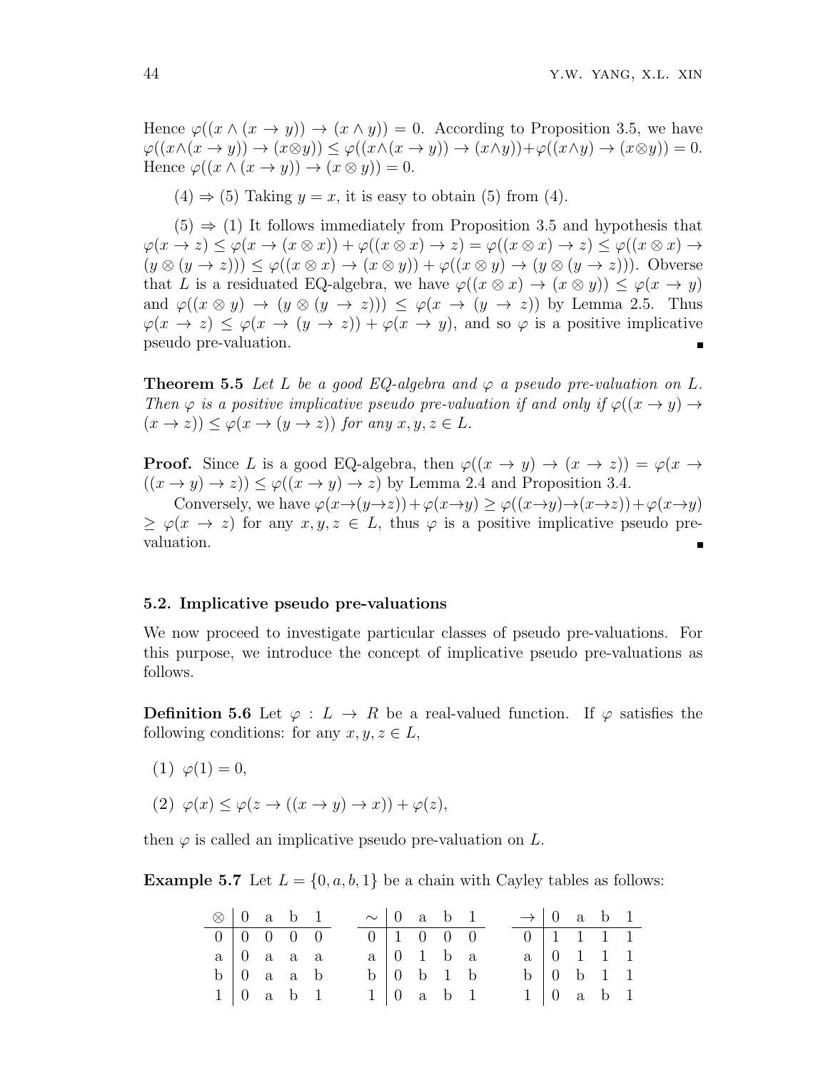Hence $\varphi((x \wedge (x \to y)) \to (x \wedge y)) = 0$. According to Proposition 3.5, we have $\varphi((x \wedge (x \to y)) \to (x \otimes y)) \le \varphi((x \wedge (x \to y)) \to (x \wedge y)) + \varphi((x \wedge y) \to (x \otimes y)) = 0$. Hence $\varphi((x \wedge (x \to y)) \to (x \otimes y)) = 0$.

(4) $\Rightarrow$ (5) Taking $y = x$, it is easy to obtain (5) from (4).

(5) $\Rightarrow$ (1) It follows immediately from Proposition 3.5 and hypothesis that $\varphi(x \to z) \le \varphi(x \to (x \otimes x)) + \varphi((x \otimes x) \to z) = \varphi((x \otimes x) \to z) \le \varphi((x \otimes x) \to (y \otimes (y \to z))) \le \varphi((x \otimes x) \to (x \otimes y)) + \varphi((x \otimes y) \to (y \otimes (y \to z)))$. Obverse that $L$ is a residuated EQ-algebra, we have $\varphi((x \otimes x) \to (x \otimes y)) \le \varphi(x \to y)$ and $\varphi((x \otimes y) \to (y \otimes (y \to z))) \le \varphi(x \to (y \to z))$ by Lemma 2.5. Thus $\varphi(x \to z) \le \varphi(x \to (y \to z)) + \varphi(x \to y)$, and so $\varphi$ is a positive implicative pseudo pre-valuation. ∎

**Theorem 5.5** *Let $L$ be a good EQ-algebra and $\varphi$ a pseudo pre-valuation on $L$. Then $\varphi$ is a positive implicative pseudo pre-valuation if and only if $\varphi((x \to y) \to (x \to z)) \le \varphi(x \to (y \to z))$ for any $x, y, z \in L$.*

**Proof.** Since $L$ is a good EQ-algebra, then $\varphi((x \to y) \to (x \to z)) = \varphi(x \to ((x \to y) \to z)) \le \varphi((x \to y) \to z)$ by Lemma 2.4 and Proposition 3.4.

Conversely, we have $\varphi(x \to (y \to z)) + \varphi(x \to y) \ge \varphi((x \to y) \to (x \to z)) + \varphi(x \to y) \ge \varphi(x \to z)$ for any $x, y, z \in L$, thus $\varphi$ is a positive implicative pseudo pre-valuation. ∎

### 5.2. Implicative pseudo pre-valuations

We now proceed to investigate particular classes of pseudo pre-valuations. For this purpose, we introduce the concept of implicative pseudo pre-valuations as follows.

**Definition 5.6** Let $\varphi : L \to R$ be a real-valued function. If $\varphi$ satisfies the following conditions: for any $x, y, z \in L$,

(1) $\varphi(1) = 0$,

(2) $\varphi(x) \le \varphi(z \to ((x \to y) \to x)) + \varphi(z)$,

then $\varphi$ is called an implicative pseudo pre-valuation on $L$.

**Example 5.7** Let $L = \{0, a, b, 1\}$ be a chain with Cayley tables as follows:

| $\otimes$ | 0 | a | b | 1 |
|---|---|---|---|---|
| 0 | 0 | 0 | 0 | 0 |
| a | 0 | a | a | a |
| b | 0 | a | a | b |
| 1 | 0 | a | b | 1 |

| $\sim$ | 0 | a | b | 1 |
|---|---|---|---|---|
| 0 | 1 | 0 | 0 | 0 |
| a | 0 | 1 | b | a |
| b | 0 | b | 1 | b |
| 1 | 0 | a | b | 1 |

| $\to$ | 0 | a | b | 1 |
|---|---|---|---|---|
| 0 | 1 | 1 | 1 | 1 |
| a | 0 | 1 | 1 | 1 |
| b | 0 | b | 1 | 1 |
| 1 | 0 | a | b | 1 |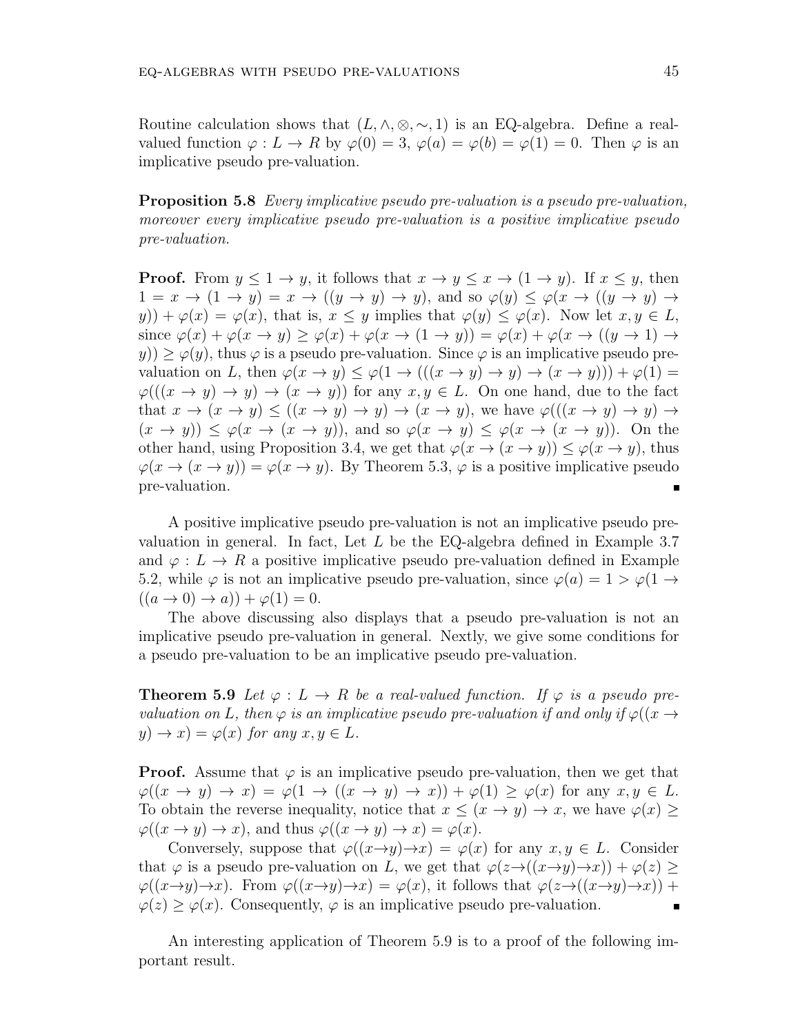Routine calculation shows that $(L, \wedge, \otimes, \sim, 1)$ is an EQ-algebra. Define a real-valued function $\varphi : L \to R$ by $\varphi(0) = 3$, $\varphi(a) = \varphi(b) = \varphi(1) = 0$. Then $\varphi$ is an implicative pseudo pre-valuation.

**Proposition 5.8** *Every implicative pseudo pre-valuation is a pseudo pre-valuation, moreover every implicative pseudo pre-valuation is a positive implicative pseudo pre-valuation.*

**Proof.** From $y \leq 1 \to y$, it follows that $x \to y \leq x \to (1 \to y)$. If $x \leq y$, then $1 = x \to (1 \to y) = x \to ((y \to y) \to y)$, and so $\varphi(y) \leq \varphi(x \to ((y \to y) \to y)) + \varphi(x) = \varphi(x)$, that is, $x \leq y$ implies that $\varphi(y) \leq \varphi(x)$. Now let $x, y \in L$, since $\varphi(x) + \varphi(x \to y) \geq \varphi(x) + \varphi(x \to (1 \to y)) = \varphi(x) + \varphi(x \to ((y \to 1) \to y)) \geq \varphi(y)$, thus $\varphi$ is a pseudo pre-valuation. Since $\varphi$ is an implicative pseudo pre-valuation on $L$, then $\varphi(x \to y) \leq \varphi(1 \to (((x \to y) \to y) \to (x \to y))) + \varphi(1) = \varphi(((x \to y) \to y) \to (x \to y))$ for any $x, y \in L$. On one hand, due to the fact that $x \to (x \to y) \leq ((x \to y) \to y) \to (x \to y)$, we have $\varphi(((x \to y) \to y) \to (x \to y)) \leq \varphi(x \to (x \to y))$, and so $\varphi(x \to y) \leq \varphi(x \to (x \to y))$. On the other hand, using Proposition 3.4, we get that $\varphi(x \to (x \to y)) \leq \varphi(x \to y)$, thus $\varphi(x \to (x \to y)) = \varphi(x \to y)$. By Theorem 5.3, $\varphi$ is a positive implicative pseudo pre-valuation. ∎

A positive implicative pseudo pre-valuation is not an implicative pseudo pre-valuation in general. In fact, Let $L$ be the EQ-algebra defined in Example 3.7 and $\varphi : L \to R$ a positive implicative pseudo pre-valuation defined in Example 5.2, while $\varphi$ is not an implicative pseudo pre-valuation, since $\varphi(a) = 1 > \varphi(1 \to ((a \to 0) \to a)) + \varphi(1) = 0$.

The above discussing also displays that a pseudo pre-valuation is not an implicative pseudo pre-valuation in general. Nextly, we give some conditions for a pseudo pre-valuation to be an implicative pseudo pre-valuation.

**Theorem 5.9** *Let $\varphi : L \to R$ be a real-valued function. If $\varphi$ is a pseudo pre-valuation on $L$, then $\varphi$ is an implicative pseudo pre-valuation if and only if $\varphi((x \to y) \to x) = \varphi(x)$ for any $x, y \in L$.*

**Proof.** Assume that $\varphi$ is an implicative pseudo pre-valuation, then we get that $\varphi((x \to y) \to x) = \varphi(1 \to ((x \to y) \to x)) + \varphi(1) \geq \varphi(x)$ for any $x, y \in L$. To obtain the reverse inequality, notice that $x \leq (x \to y) \to x$, we have $\varphi(x) \geq \varphi((x \to y) \to x)$, and thus $\varphi((x \to y) \to x) = \varphi(x)$.

Conversely, suppose that $\varphi((x \to y) \to x) = \varphi(x)$ for any $x, y \in L$. Consider that $\varphi$ is a pseudo pre-valuation on $L$, we get that $\varphi(z \to ((x \to y) \to x)) + \varphi(z) \geq \varphi((x \to y) \to x)$. From $\varphi((x \to y) \to x) = \varphi(x)$, it follows that $\varphi(z \to ((x \to y) \to x)) + \varphi(z) \geq \varphi(x)$. Consequently, $\varphi$ is an implicative pseudo pre-valuation. ∎

An interesting application of Theorem 5.9 is to a proof of the following important result.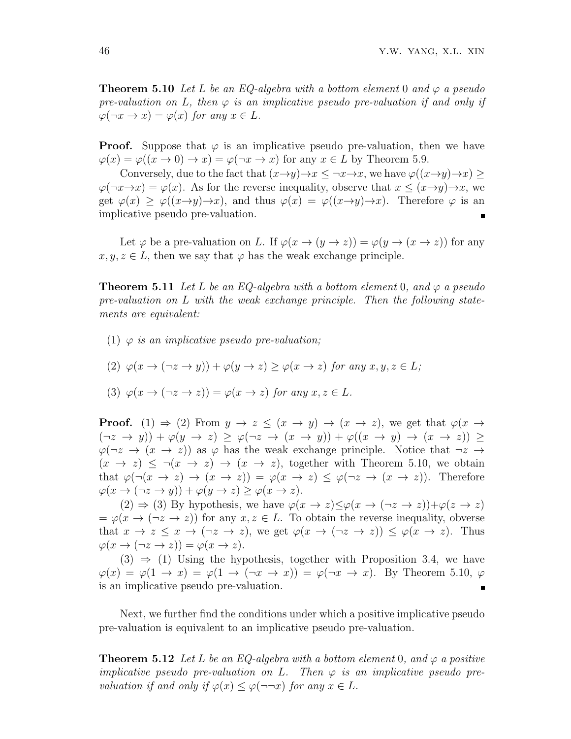**Theorem 5.10** *Let $L$ be an EQ-algebra with a bottom element $0$ and $\varphi$ a pseudo pre-valuation on $L$, then $\varphi$ is an implicative pseudo pre-valuation if and only if $\varphi(\neg x \to x) = \varphi(x)$ for any $x \in L$.*

**Proof.** Suppose that $\varphi$ is an implicative pseudo pre-valuation, then we have $\varphi(x) = \varphi((x \to 0) \to x) = \varphi(\neg x \to x)$ for any $x \in L$ by Theorem 5.9.

Conversely, due to the fact that $(x\to y)\to x \leq \neg x\to x$, we have $\varphi((x\to y)\to x) \geq \varphi(\neg x\to x) = \varphi(x)$. As for the reverse inequality, observe that $x \leq (x\to y)\to x$, we get $\varphi(x) \geq \varphi((x\to y)\to x)$, and thus $\varphi(x) = \varphi((x\to y)\to x)$. Therefore $\varphi$ is an implicative pseudo pre-valuation. ∎

Let $\varphi$ be a pre-valuation on $L$. If $\varphi(x \to (y \to z)) = \varphi(y \to (x \to z))$ for any $x, y, z \in L$, then we say that $\varphi$ has the weak exchange principle.

**Theorem 5.11** *Let $L$ be an EQ-algebra with a bottom element $0$, and $\varphi$ a pseudo pre-valuation on $L$ with the weak exchange principle. Then the following statements are equivalent:*

(1) *$\varphi$ is an implicative pseudo pre-valuation;*

(2) *$\varphi(x \to (\neg z \to y)) + \varphi(y \to z) \geq \varphi(x \to z)$ for any $x, y, z \in L$;*

(3) *$\varphi(x \to (\neg z \to z)) = \varphi(x \to z)$ for any $x, z \in L$.*

**Proof.** (1) $\Rightarrow$ (2) From $y \to z \leq (x \to y) \to (x \to z)$, we get that $\varphi(x \to (\neg z \to y)) + \varphi(y \to z) \geq \varphi(\neg z \to (x \to y)) + \varphi((x \to y) \to (x \to z)) \geq \varphi(\neg z \to (x \to z))$ as $\varphi$ has the weak exchange principle. Notice that $\neg z \to (x \to z) \leq \neg(x \to z) \to (x \to z)$, together with Theorem 5.10, we obtain that $\varphi(\neg(x \to z) \to (x \to z)) = \varphi(x \to z) \leq \varphi(\neg z \to (x \to z))$. Therefore $\varphi(x \to (\neg z \to y)) + \varphi(y \to z) \geq \varphi(x \to z)$.

(2) $\Rightarrow$ (3) By hypothesis, we have $\varphi(x \to z) \leq \varphi(x \to (\neg z \to z)) + \varphi(z \to z) = \varphi(x \to (\neg z \to z))$ for any $x, z \in L$. To obtain the reverse inequality, obverse that $x \to z \leq x \to (\neg z \to z)$, we get $\varphi(x \to (\neg z \to z)) \leq \varphi(x \to z)$. Thus $\varphi(x \to (\neg z \to z)) = \varphi(x \to z)$.

(3) $\Rightarrow$ (1) Using the hypothesis, together with Proposition 3.4, we have $\varphi(x) = \varphi(1 \to x) = \varphi(1 \to (\neg x \to x)) = \varphi(\neg x \to x)$. By Theorem 5.10, $\varphi$ is an implicative pseudo pre-valuation. ∎

Next, we further find the conditions under which a positive implicative pseudo pre-valuation is equivalent to an implicative pseudo pre-valuation.

**Theorem 5.12** *Let $L$ be an EQ-algebra with a bottom element $0$, and $\varphi$ a positive implicative pseudo pre-valuation on $L$. Then $\varphi$ is an implicative pseudo pre-valuation if and only if $\varphi(x) \leq \varphi(\neg\neg x)$ for any $x \in L$.*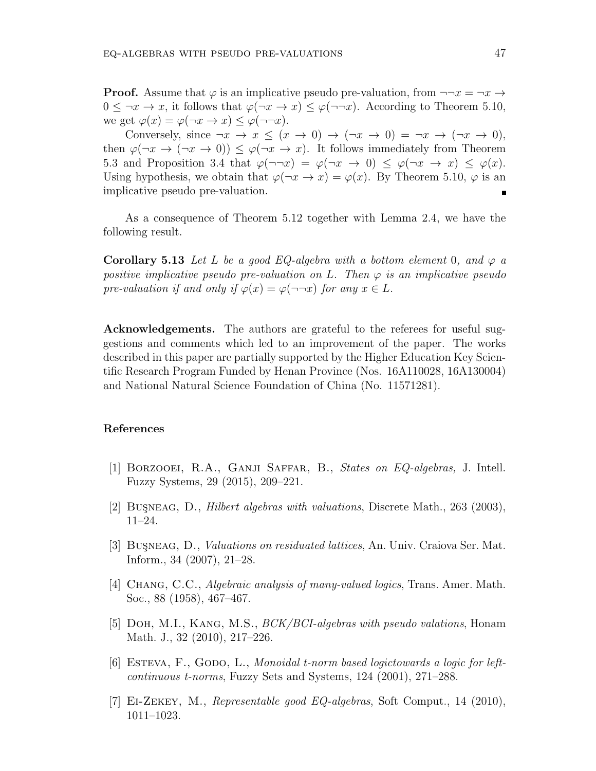**Proof.** Assume that $\varphi$ is an implicative pseudo pre-valuation, from $\neg\neg x = \neg x \to 0 \leq \neg x \to x$, it follows that $\varphi(\neg x \to x) \leq \varphi(\neg\neg x)$. According to Theorem 5.10, we get $\varphi(x) = \varphi(\neg x \to x) \leq \varphi(\neg\neg x)$.

Conversely, since $\neg x \to x \leq (x \to 0) \to (\neg x \to 0) = \neg x \to (\neg x \to 0)$, then $\varphi(\neg x \to (\neg x \to 0)) \leq \varphi(\neg x \to x)$. It follows immediately from Theorem 5.3 and Proposition 3.4 that $\varphi(\neg\neg x) = \varphi(\neg x \to 0) \leq \varphi(\neg x \to x) \leq \varphi(x)$. Using hypothesis, we obtain that $\varphi(\neg x \to x) = \varphi(x)$. By Theorem 5.10, $\varphi$ is an implicative pseudo pre-valuation. ∎

As a consequence of Theorem 5.12 together with Lemma 2.4, we have the following result.

**Corollary 5.13** *Let $L$ be a good EQ-algebra with a bottom element $0$, and $\varphi$ a positive implicative pseudo pre-valuation on $L$. Then $\varphi$ is an implicative pseudo pre-valuation if and only if $\varphi(x) = \varphi(\neg\neg x)$ for any $x \in L$.*

**Acknowledgements.** The authors are grateful to the referees for useful suggestions and comments which led to an improvement of the paper. The works described in this paper are partially supported by the Higher Education Key Scientific Research Program Funded by Henan Province (Nos. 16A110028, 16A130004) and National Natural Science Foundation of China (No. 11571281).

## References

[1] Borzooei, R.A., Ganji Saffar, B., *States on EQ-algebras,* J. Intell. Fuzzy Systems, 29 (2015), 209–221.

[2] Buşneag, D., *Hilbert algebras with valuations*, Discrete Math., 263 (2003), 11–24.

[3] Buşneag, D., *Valuations on residuated lattices*, An. Univ. Craiova Ser. Mat. Inform., 34 (2007), 21–28.

[4] Chang, C.C., *Algebraic analysis of many-valued logics*, Trans. Amer. Math. Soc., 88 (1958), 467–467.

[5] Doh, M.I., Kang, M.S., *BCK/BCI-algebras with pseudo valations*, Honam Math. J., 32 (2010), 217–226.

[6] Esteva, F., Godo, L., *Monoidal t-norm based logictowards a logic for left-continuous t-norms*, Fuzzy Sets and Systems, 124 (2001), 271–288.

[7] Ei-Zekey, M., *Representable good EQ-algebras*, Soft Comput., 14 (2010), 1011–1023.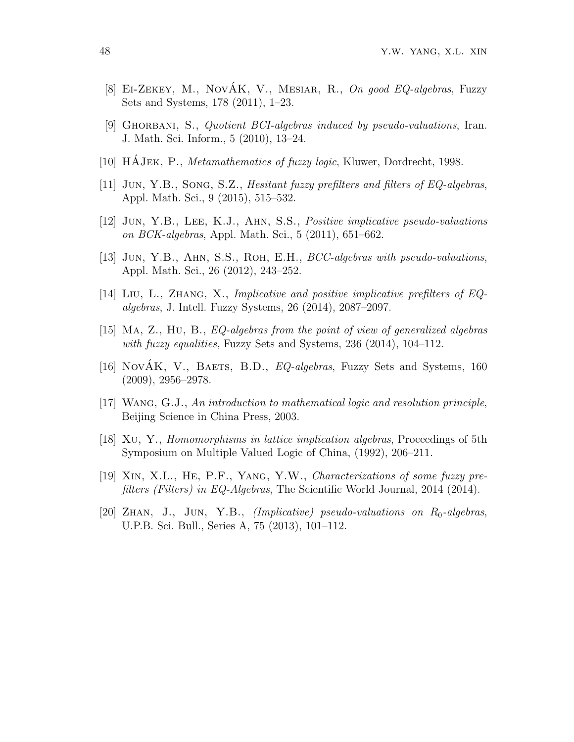[8] Ei-Zekey, M., Novák, V., Mesiar, R., *On good EQ-algebras*, Fuzzy Sets and Systems, 178 (2011), 1–23.

[9] Ghorbani, S., *Quotient BCI-algebras induced by pseudo-valuations*, Iran. J. Math. Sci. Inform., 5 (2010), 13–24.

[10] Hájek, P., *Metamathematics of fuzzy logic*, Kluwer, Dordrecht, 1998.

[11] Jun, Y.B., Song, S.Z., *Hesitant fuzzy prefilters and filters of EQ-algebras*, Appl. Math. Sci., 9 (2015), 515–532.

[12] Jun, Y.B., Lee, K.J., Ahn, S.S., *Positive implicative pseudo-valuations on BCK-algebras*, Appl. Math. Sci., 5 (2011), 651–662.

[13] Jun, Y.B., Ahn, S.S., Roh, E.H., *BCC-algebras with pseudo-valuations*, Appl. Math. Sci., 26 (2012), 243–252.

[14] Liu, L., Zhang, X., *Implicative and positive implicative prefilters of EQ-algebras*, J. Intell. Fuzzy Systems, 26 (2014), 2087–2097.

[15] Ma, Z., Hu, B., *EQ-algebras from the point of view of generalized algebras with fuzzy equalities*, Fuzzy Sets and Systems, 236 (2014), 104–112.

[16] Novák, V., Baets, B.D., *EQ-algebras*, Fuzzy Sets and Systems, 160 (2009), 2956–2978.

[17] Wang, G.J., *An introduction to mathematical logic and resolution principle*, Beijing Science in China Press, 2003.

[18] Xu, Y., *Homomorphisms in lattice implication algebras*, Proceedings of 5th Symposium on Multiple Valued Logic of China, (1992), 206–211.

[19] Xin, X.L., He, P.F., Yang, Y.W., *Characterizations of some fuzzy prefilters (Filters) in EQ-Algebras*, The Scientific World Journal, 2014 (2014).

[20] Zhan, J., Jun, Y.B., *(Implicative) pseudo-valuations on $R_0$-algebras*, U.P.B. Sci. Bull., Series A, 75 (2013), 101–112.